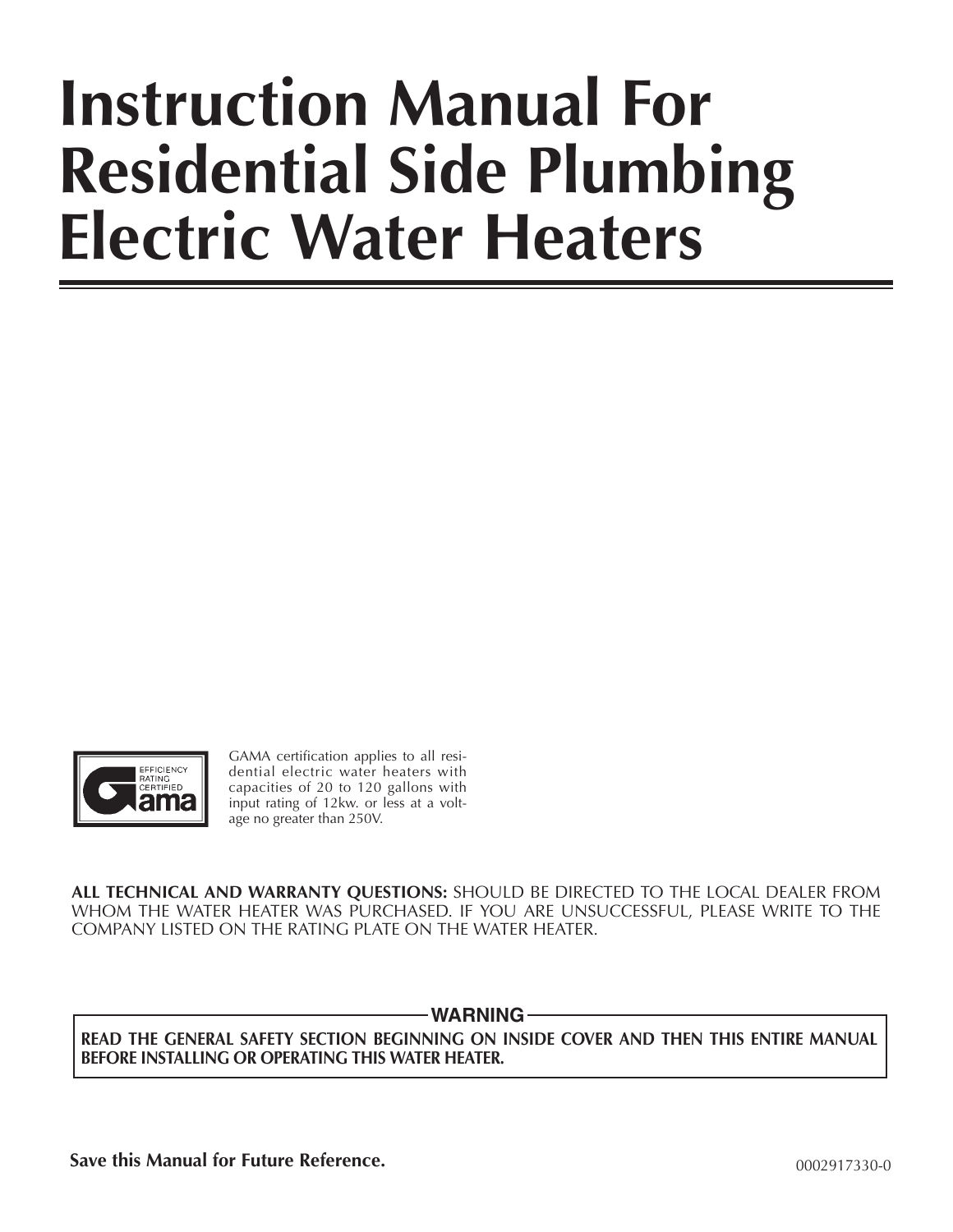# Instruction Manual For Residential Side Plumbing Electric Water Heaters

EFFICIENCY RATING CERTIFIED gama

GAMA certification applies to all residential electric water heaters with capacities of 20 to 120 gallons with input rating of 12kw. or less at a voltage no greater than 250V.

**ALL TECHNICAL AND WARRANTY QUESTIONS:** SHOULD BE DIRECTED TO THE LOCAL DEALER FROM WHOM THE WATER HEATER WAS PURCHASED. IF YOU ARE UNSUCCESSFUL, PLEASE WRITE TO THE COMPANY LISTED ON THE RATING PLATE ON THE WATER HEATER.

**WARNING**

**READ THE GENERAL SAFETY SECTION BEGINNING ON INSIDE COVER AND THEN THIS ENTIRE MANUAL BEFORE INSTALLING OR OPERATING THIS WATER HEATER.**

**Save this Manual for Future Reference.**

0002917330-0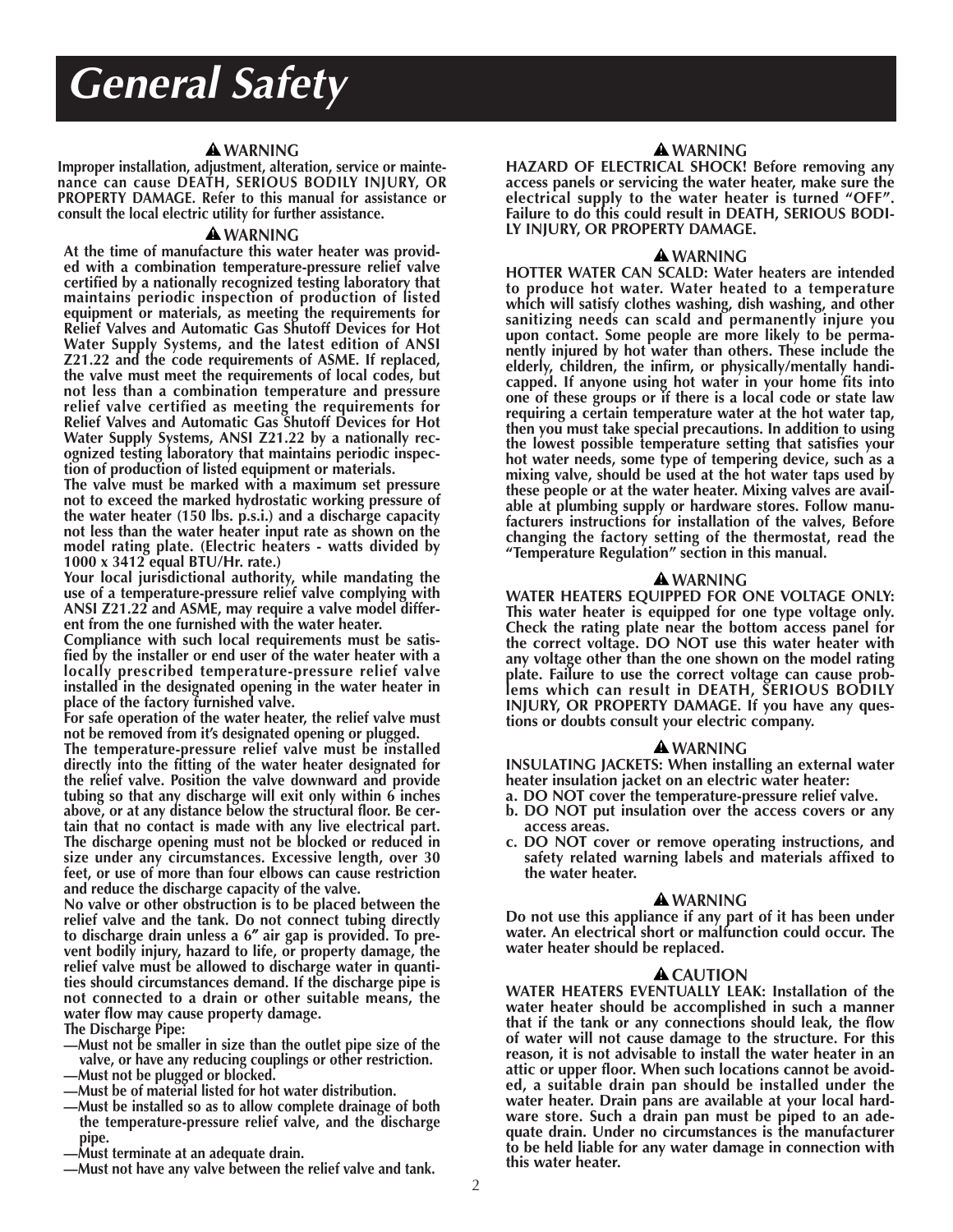# General Safety

**⚠WARNING**

**Improper installation, adjustment, alteration, service or maintenance can cause DEATH, SERIOUS BODILY INJURY, OR PROPERTY DAMAGE. Refer to this manual for assistance or consult the local electric utility for further assistance.**

**⚠WARNING**

**At the time of manufacture this water heater was provided with a combination temperature-pressure relief valve certified by a nationally recognized testing laboratory that maintains periodic inspection of production of listed equipment or materials, as meeting the requirements for Relief Valves and Automatic Gas Shutoff Devices for Hot Water Supply Systems, and the latest edition of ANSI Z21.22 and the code requirements of ASME. If replaced, the valve must meet the requirements of local codes, but not less than a combination temperature and pressure relief valve certified as meeting the requirements for Relief Valves and Automatic Gas Shutoff Devices for Hot Water Supply Systems, ANSI Z21.22 by a nationally recognized testing laboratory that maintains periodic inspection of production of listed equipment or materials.**

**The valve must be marked with a maximum set pressure not to exceed the marked hydrostatic working pressure of the water heater (150 lbs. p.s.i.) and a discharge capacity not less than the water heater input rate as shown on the model rating plate. (Electric heaters - watts divided by 1000 x 3412 equal BTU/Hr. rate.)**

**Your local jurisdictional authority, while mandating the use of a temperature-pressure relief valve complying with ANSI Z21.22 and ASME, may require a valve model different from the one furnished with the water heater.**

**Compliance with such local requirements must be satisfied by the installer or end user of the water heater with a locally prescribed temperature-pressure relief valve installed in the designated opening in the water heater in place of the factory furnished valve.**

**For safe operation of the water heater, the relief valve must not be removed from it's designated opening or plugged.**

**The temperature-pressure relief valve must be installed directly into the fitting of the water heater designated for the relief valve. Position the valve downward and provide tubing so that any discharge will exit only within 6 inches above, or at any distance below the structural floor. Be certain that no contact is made with any live electrical part. The discharge opening must not be blocked or reduced in size under any circumstances. Excessive length, over 30 feet, or use of more than four elbows can cause restriction and reduce the discharge capacity of the valve.**

**No valve or other obstruction is to be placed between the relief valve and the tank. Do not connect tubing directly to discharge drain unless a 6" air gap is provided. To prevent bodily injury, hazard to life, or property damage, the relief valve must be allowed to discharge water in quantities should circumstances demand. If the discharge pipe is not connected to a drain or other suitable means, the water flow may cause property damage.**

**The Discharge Pipe:**

**—Must not be smaller in size than the outlet pipe size of the valve, or have any reducing couplings or other restriction.**
**—Must not be plugged or blocked.**
**—Must be of material listed for hot water distribution.**
**—Must be installed so as to allow complete drainage of both the temperature-pressure relief valve, and the discharge pipe.**
**—Must terminate at an adequate drain.**
**—Must not have any valve between the relief valve and tank.**

**⚠WARNING**

**HAZARD OF ELECTRICAL SHOCK! Before removing any access panels or servicing the water heater, make sure the electrical supply to the water heater is turned "OFF". Failure to do this could result in DEATH, SERIOUS BODILY INJURY, OR PROPERTY DAMAGE.**

**⚠WARNING**

**HOTTER WATER CAN SCALD: Water heaters are intended to produce hot water. Water heated to a temperature which will satisfy clothes washing, dish washing, and other sanitizing needs can scald and permanently injure you upon contact. Some people are more likely to be permanently injured by hot water than others. These include the elderly, children, the infirm, or physically/mentally handicapped. If anyone using hot water in your home fits into one of these groups or if there is a local code or state law requiring a certain temperature water at the hot water tap, then you must take special precautions. In addition to using the lowest possible temperature setting that satisfies your hot water needs, some type of tempering device, such as a mixing valve, should be used at the hot water taps used by these people or at the water heater. Mixing valves are available at plumbing supply or hardware stores. Follow manufacturers instructions for installation of the valves, Before changing the factory setting of the thermostat, read the "Temperature Regulation" section in this manual.**

**⚠WARNING**

**WATER HEATERS EQUIPPED FOR ONE VOLTAGE ONLY: This water heater is equipped for one type voltage only. Check the rating plate near the bottom access panel for the correct voltage. DO NOT use this water heater with any voltage other than the one shown on the model rating plate. Failure to use the correct voltage can cause problems which can result in DEATH, SERIOUS BODILY INJURY, OR PROPERTY DAMAGE. If you have any questions or doubts consult your electric company.**

**⚠WARNING**

**INSULATING JACKETS: When installing an external water heater insulation jacket on an electric water heater:**

**a. DO NOT cover the temperature-pressure relief valve.**
**b. DO NOT put insulation over the access covers or any access areas.**
**c. DO NOT cover or remove operating instructions, and safety related warning labels and materials affixed to the water heater.**

**⚠WARNING**

**Do not use this appliance if any part of it has been under water. An electrical short or malfunction could occur. The water heater should be replaced.**

**⚠CAUTION**

**WATER HEATERS EVENTUALLY LEAK: Installation of the water heater should be accomplished in such a manner that if the tank or any connections should leak, the flow of water will not cause damage to the structure. For this reason, it is not advisable to install the water heater in an attic or upper floor. When such locations cannot be avoided, a suitable drain pan should be installed under the water heater. Drain pans are available at your local hardware store. Such a drain pan must be piped to an adequate drain. Under no circumstances is the manufacturer to be held liable for any water damage in connection with this water heater.**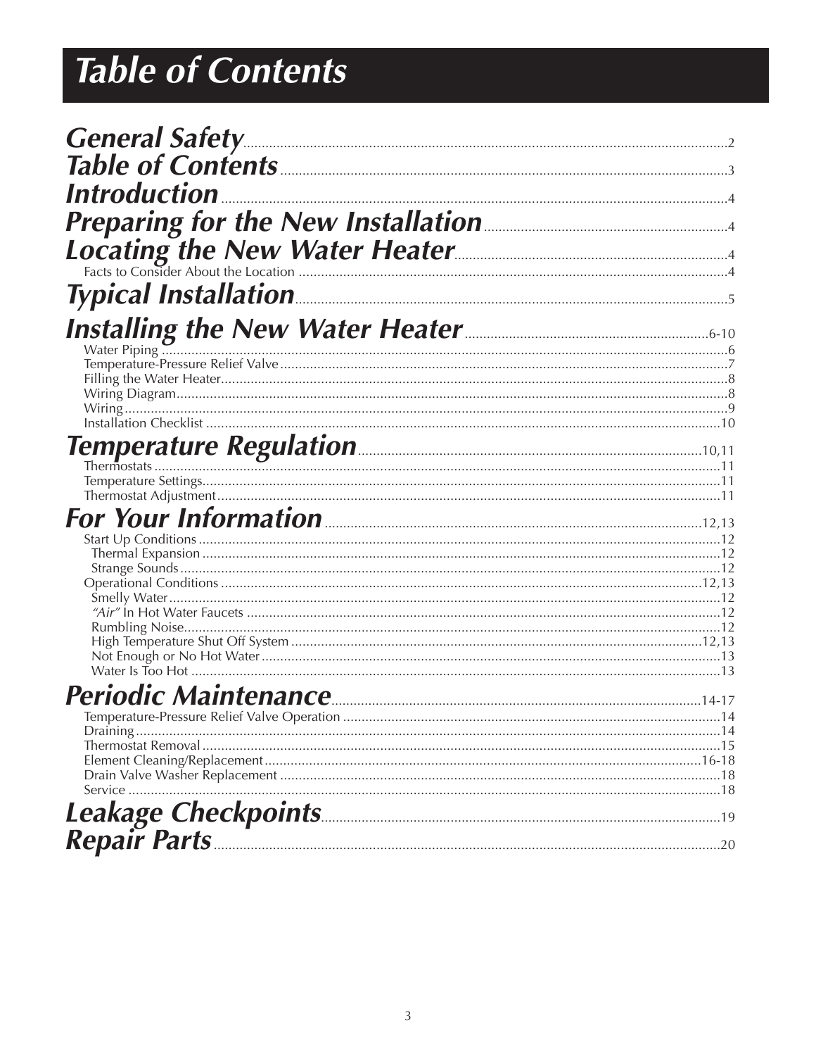# Table of Contents

| Section | Page |
|---|---|
| ***General Safety*** | 2 |
| ***Table of Contents*** | 3 |
| ***Introduction*** | 4 |
| ***Preparing for the New Installation*** | 4 |
| ***Locating the New Water Heater*** | 4 |
| Facts to Consider About the Location | 4 |
| ***Typical Installation*** | 5 |
| ***Installing the New Water Heater*** | 6-10 |
| Water Piping | 6 |
| Temperature-Pressure Relief Valve | 7 |
| Filling the Water Heater | 8 |
| Wiring Diagram | 8 |
| Wiring | 9 |
| Installation Checklist | 10 |
| ***Temperature Regulation*** | 10,11 |
| Thermostats | 11 |
| Temperature Settings | 11 |
| Thermostat Adjustment | 11 |
| ***For Your Information*** | 12,13 |
| Start Up Conditions | 12 |
| Thermal Expansion | 12 |
| Strange Sounds | 12 |
| Operational Conditions | 12,13 |
| Smelly Water | 12 |
| *"Air"* In Hot Water Faucets | 12 |
| Rumbling Noise | 12 |
| High Temperature Shut Off System | 12,13 |
| Not Enough or No Hot Water | 13 |
| Water Is Too Hot | 13 |
| ***Periodic Maintenance*** | 14-17 |
| Temperature-Pressure Relief Valve Operation | 14 |
| Draining | 14 |
| Thermostat Removal | 15 |
| Element Cleaning/Replacement | 16-18 |
| Drain Valve Washer Replacement | 18 |
| Service | 18 |
| ***Leakage Checkpoints*** | 19 |
| ***Repair Parts*** | 20 |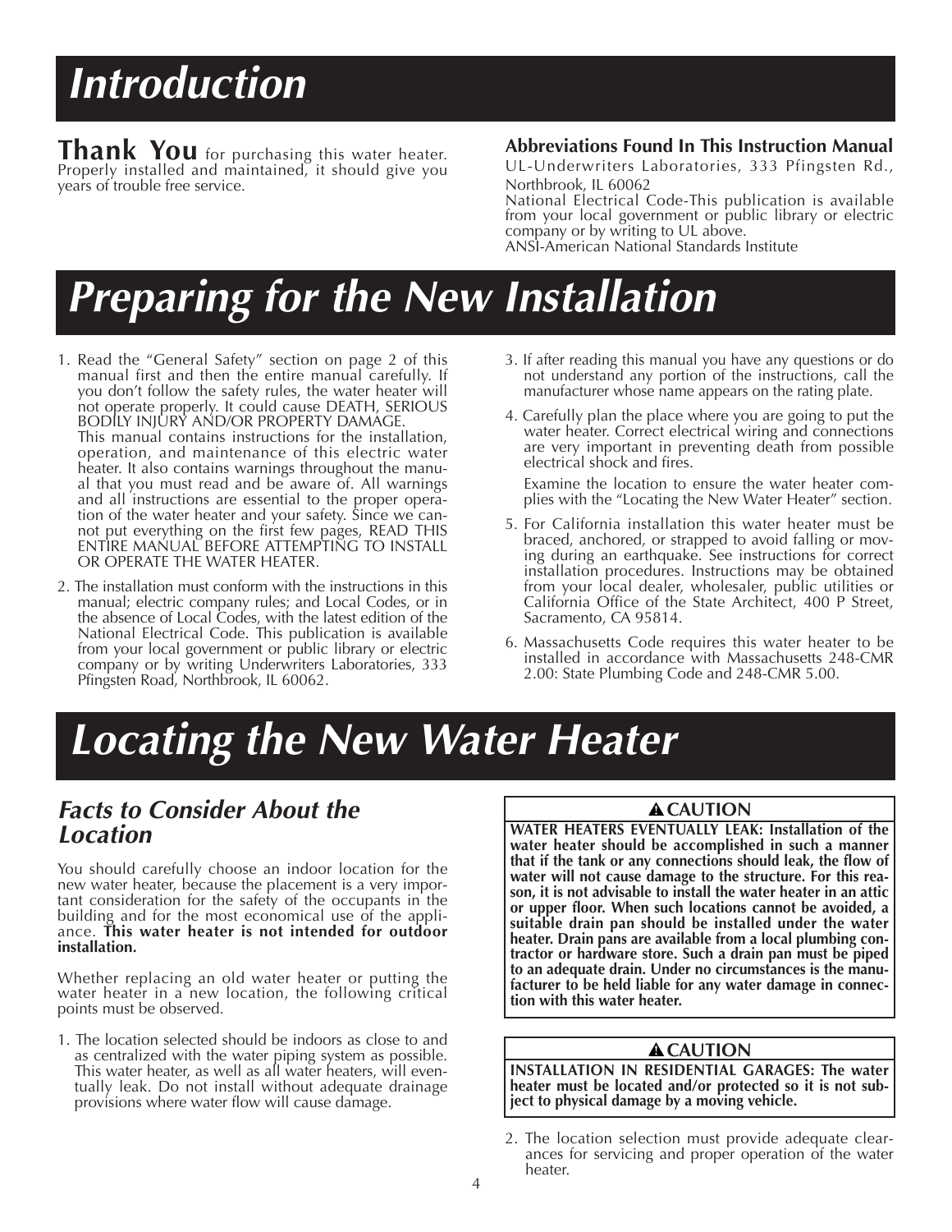# Introduction

**Thank You** for purchasing this water heater. Properly installed and maintained, it should give you years of trouble free service.

**Abbreviations Found In This Instruction Manual**

UL-Underwriters Laboratories, 333 Pfingsten Rd., Northbrook, IL 60062

National Electrical Code-This publication is available from your local government or public library or electric company or by writing to UL above.

ANSI-American National Standards Institute

# Preparing for the New Installation

1. Read the "General Safety" section on page 2 of this manual first and then the entire manual carefully. If you don't follow the safety rules, the water heater will not operate properly. It could cause DEATH, SERIOUS BODILY INJURY AND/OR PROPERTY DAMAGE.
   This manual contains instructions for the installation, operation, and maintenance of this electric water heater. It also contains warnings throughout the manual that you must read and be aware of. All warnings and all instructions are essential to the proper operation of the water heater and your safety. Since we cannot put everything on the first few pages, READ THIS ENTIRE MANUAL BEFORE ATTEMPTING TO INSTALL OR OPERATE THE WATER HEATER.
2. The installation must conform with the instructions in this manual; electric company rules; and Local Codes, or in the absence of Local Codes, with the latest edition of the National Electrical Code. This publication is available from your local government or public library or electric company or by writing Underwriters Laboratories, 333 Pfingsten Road, Northbrook, IL 60062.
3. If after reading this manual you have any questions or do not understand any portion of the instructions, call the manufacturer whose name appears on the rating plate.
4. Carefully plan the place where you are going to put the water heater. Correct electrical wiring and connections are very important in preventing death from possible electrical shock and fires.
   Examine the location to ensure the water heater complies with the "Locating the New Water Heater" section.
5. For California installation this water heater must be braced, anchored, or strapped to avoid falling or moving during an earthquake. See instructions for correct installation procedures. Instructions may be obtained from your local dealer, wholesaler, public utilities or California Office of the State Architect, 400 P Street, Sacramento, CA 95814.
6. Massachusetts Code requires this water heater to be installed in accordance with Massachusetts 248-CMR 2.00: State Plumbing Code and 248-CMR 5.00.

# Locating the New Water Heater

## *Facts to Consider About the Location*

You should carefully choose an indoor location for the new water heater, because the placement is a very important consideration for the safety of the occupants in the building and for the most economical use of the appliance. **This water heater is not intended for outdoor installation.**

Whether replacing an old water heater or putting the water heater in a new location, the following critical points must be observed.

1. The location selected should be indoors as close to and as centralized with the water piping system as possible. This water heater, as well as all water heaters, will eventually leak. Do not install without adequate drainage provisions where water flow will cause damage.

**⚠CAUTION**

**WATER HEATERS EVENTUALLY LEAK: Installation of the water heater should be accomplished in such a manner that if the tank or any connections should leak, the flow of water will not cause damage to the structure. For this reason, it is not advisable to install the water heater in an attic or upper floor. When such locations cannot be avoided, a suitable drain pan should be installed under the water heater. Drain pans are available from a local plumbing contractor or hardware store. Such a drain pan must be piped to an adequate drain. Under no circumstances is the manufacturer to be held liable for any water damage in connection with this water heater.**

**⚠CAUTION**

**INSTALLATION IN RESIDENTIAL GARAGES: The water heater must be located and/or protected so it is not subject to physical damage by a moving vehicle.**

2. The location selection must provide adequate clearances for servicing and proper operation of the water heater.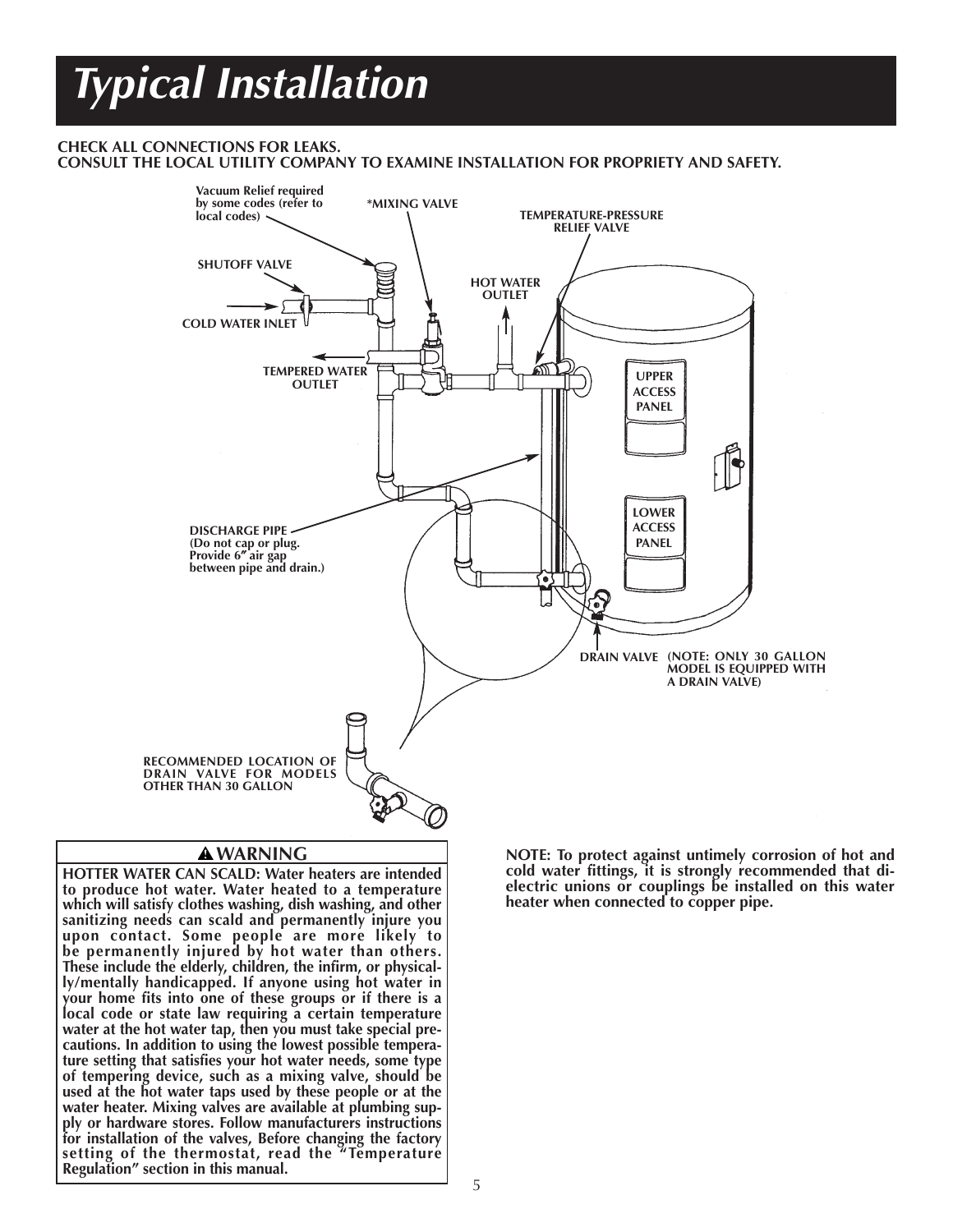# Typical Installation

**CHECK ALL CONNECTIONS FOR LEAKS.**
**CONSULT THE LOCAL UTILITY COMPANY TO EXAMINE INSTALLATION FOR PROPRIETY AND SAFETY.**

Vacuum Relief required by some codes (refer to local codes)

*MIXING VALVE

TEMPERATURE-PRESSURE RELIEF VALVE

SHUTOFF VALVE

HOT WATER OUTLET

COLD WATER INLET

TEMPERED WATER OUTLET

UPPER ACCESS PANEL

LOWER ACCESS PANEL

DISCHARGE PIPE (Do not cap or plug. Provide 6″ air gap between pipe and drain.)

DRAIN VALVE (NOTE: ONLY 30 GALLON MODEL IS EQUIPPED WITH A DRAIN VALVE)

RECOMMENDED LOCATION OF DRAIN VALVE FOR MODELS OTHER THAN 30 GALLON

## ⚠ WARNING

**HOTTER WATER CAN SCALD: Water heaters are intended to produce hot water. Water heated to a temperature which will satisfy clothes washing, dish washing, and other sanitizing needs can scald and permanently injure you upon contact. Some people are more likely to be permanently injured by hot water than others. These include the elderly, children, the infirm, or physically/mentally handicapped. If anyone using hot water in your home fits into one of these groups or if there is a local code or state law requiring a certain temperature water at the hot water tap, then you must take special precautions. In addition to using the lowest possible temperature setting that satisfies your hot water needs, some type of tempering device, such as a mixing valve, should be used at the hot water taps used by these people or at the water heater. Mixing valves are available at plumbing supply or hardware stores. Follow manufacturers instructions for installation of the valves, Before changing the factory setting of the thermostat, read the "Temperature Regulation" section in this manual.**

**NOTE: To protect against untimely corrosion of hot and cold water fittings, it is strongly recommended that dielectric unions or couplings be installed on this water heater when connected to copper pipe.**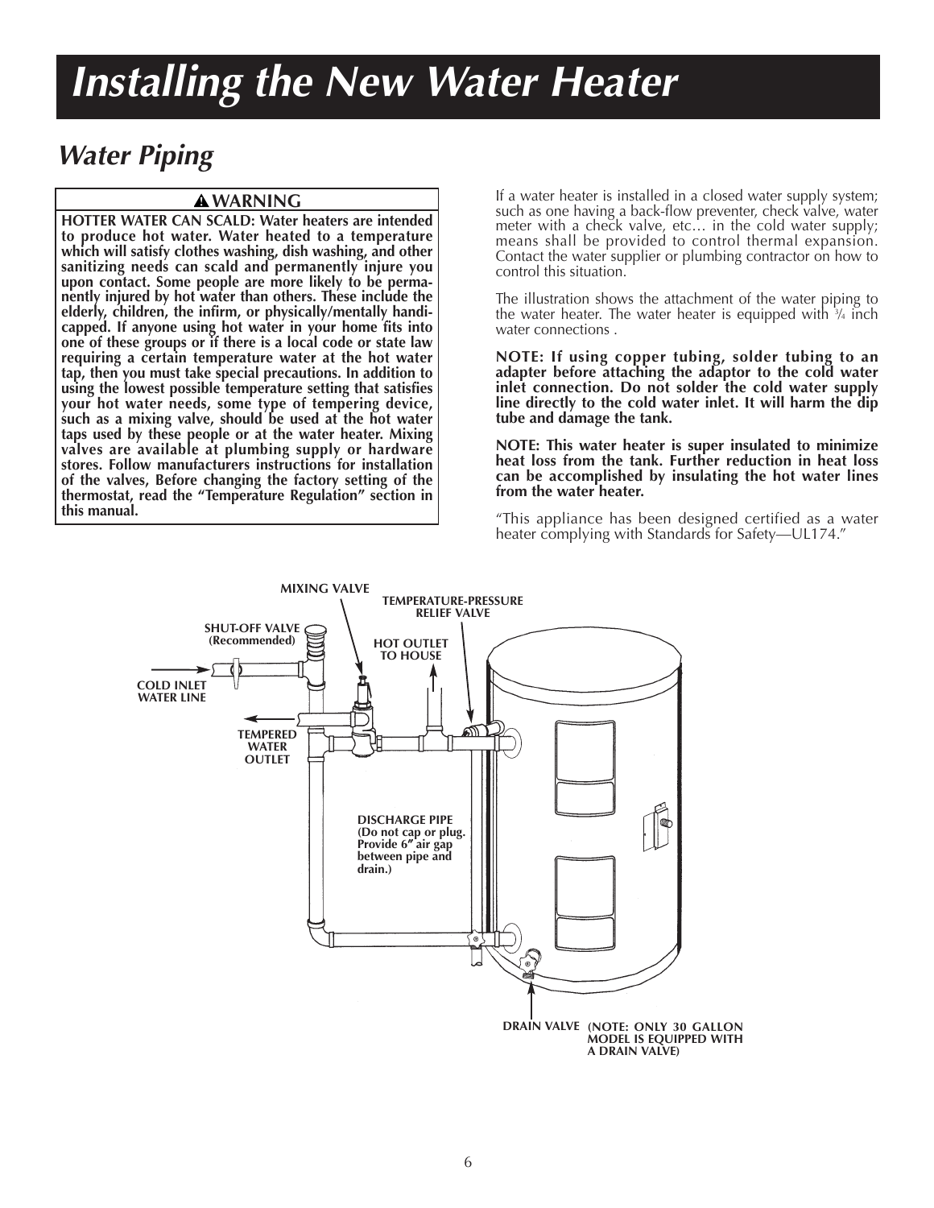# Installing the New Water Heater

## Water Piping

**⚠ WARNING**

**HOTTER WATER CAN SCALD: Water heaters are intended to produce hot water. Water heated to a temperature which will satisfy clothes washing, dish washing, and other sanitizing needs can scald and permanently injure you upon contact. Some people are more likely to be permanently injured by hot water than others. These include the elderly, children, the infirm, or physically/mentally handicapped. If anyone using hot water in your home fits into one of these groups or if there is a local code or state law requiring a certain temperature water at the hot water tap, then you must take special precautions. In addition to using the lowest possible temperature setting that satisfies your hot water needs, some type of tempering device, such as a mixing valve, should be used at the hot water taps used by these people or at the water heater. Mixing valves are available at plumbing supply or hardware stores. Follow manufacturers instructions for installation of the valves, Before changing the factory setting of the thermostat, read the "Temperature Regulation" section in this manual.**

If a water heater is installed in a closed water supply system; such as one having a back-flow preventer, check valve, water meter with a check valve, etc… in the cold water supply; means shall be provided to control thermal expansion. Contact the water supplier or plumbing contractor on how to control this situation.

The illustration shows the attachment of the water piping to the water heater. The water heater is equipped with ¾ inch water connections .

**NOTE: If using copper tubing, solder tubing to an adapter before attaching the adaptor to the cold water inlet connection. Do not solder the cold water supply line directly to the cold water inlet. It will harm the dip tube and damage the tank.**

**NOTE: This water heater is super insulated to minimize heat loss from the tank. Further reduction in heat loss can be accomplished by insulating the hot water lines from the water heater.**

"This appliance has been designed certified as a water heater complying with Standards for Safety—UL174."

MIXING VALVE

TEMPERATURE-PRESSURE RELIEF VALVE

SHUT-OFF VALVE (Recommended)

HOT OUTLET TO HOUSE

COLD INLET WATER LINE

TEMPERED WATER OUTLET

DISCHARGE PIPE (Do not cap or plug. Provide 6" air gap between pipe and drain.)

DRAIN VALVE (NOTE: ONLY 30 GALLON MODEL IS EQUIPPED WITH A DRAIN VALVE)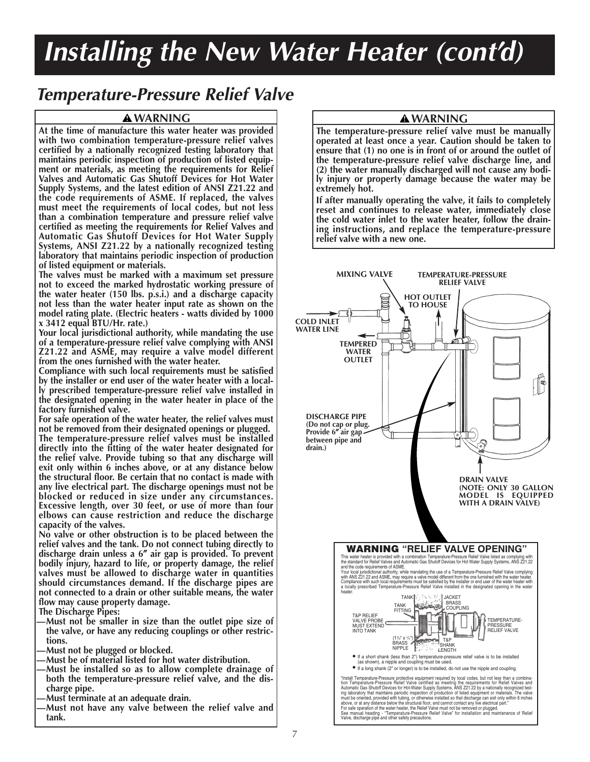# Installing the New Water Heater (cont'd)

## Temperature-Pressure Relief Valve

### ⚠ WARNING

**At the time of manufacture this water heater was provided with two combination temperature-pressure relief valves certified by a nationally recognized testing laboratory that maintains periodic inspection of production of listed equipment or materials, as meeting the requirements for Relief Valves and Automatic Gas Shutoff Devices for Hot Water Supply Systems, and the latest edition of ANSI Z21.22 and the code requirements of ASME. If replaced, the valves must meet the requirements of local codes, but not less than a combination temperature and pressure relief valve certified as meeting the requirements for Relief Valves and Automatic Gas Shutoff Devices for Hot Water Supply Systems, ANSI Z21.22 by a nationally recognized testing laboratory that maintains periodic inspection of production of listed equipment or materials.**

**The valves must be marked with a maximum set pressure not to exceed the marked hydrostatic working pressure of the water heater (150 lbs. p.s.i.) and a discharge capacity not less than the water heater input rate as shown on the model rating plate. (Electric heaters - watts divided by 1000 x 3412 equal BTU/Hr. rate.)**

**Your local jurisdictional authority, while mandating the use of a temperature-pressure relief valve complying with ANSI Z21.22 and ASME, may require a valve model different from the ones furnished with the water heater.**

**Compliance with such local requirements must be satisfied by the installer or end user of the water heater with a locally prescribed temperature-pressure relief valve installed in the designated opening in the water heater in place of the factory furnished valve.**

**For safe operation of the water heater, the relief valves must not be removed from their designated openings or plugged.**

**The temperature-pressure relief valves must be installed directly into the fitting of the water heater designated for the relief valve. Provide tubing so that any discharge will exit only within 6 inches above, or at any distance below the structural floor. Be certain that no contact is made with any live electrical part. The discharge openings must not be blocked or reduced in size under any circumstances. Excessive length, over 30 feet, or use of more than four elbows can cause restriction and reduce the discharge capacity of the valves.**

**No valve or other obstruction is to be placed between the relief valves and the tank. Do not connect tubing directly to discharge drain unless a 6″ air gap is provided. To prevent bodily injury, hazard to life, or property damage, the relief valves must be allowed to discharge water in quantities should circumstances demand. If the discharge pipes are not connected to a drain or other suitable means, the water flow may cause property damage.**

**The Discharge Pipes:**

- **Must not be smaller in size than the outlet pipe size of the valve, or have any reducing couplings or other restrictions.**
- **Must not be plugged or blocked.**
- **Must be of material listed for hot water distribution.**
- **Must be installed so as to allow complete drainage of both the temperature-pressure relief valve, and the discharge pipe.**
- **Must terminate at an adequate drain.**
- **Must not have any valve between the relief valve and tank.**

### ⚠ WARNING

**The temperature-pressure relief valve must be manually operated at least once a year. Caution should be taken to ensure that (1) no one is in front of or around the outlet of the temperature-pressure relief valve discharge line, and (2) the water manually discharged will not cause any bodily injury or property damage because the water may be extremely hot.**

**If after manually operating the valve, it fails to completely reset and continues to release water, immediately close the cold water inlet to the water heater, follow the draining instructions, and replace the temperature-pressure relief valve with a new one.**

MIXING VALVE

TEMPERATURE-PRESSURE RELIEF VALVE

HOT OUTLET TO HOUSE

COLD INLET WATER LINE

TEMPERED WATER OUTLET

DISCHARGE PIPE (Do not cap or plug. Provide 6″ air gap between pipe and drain.)

DRAIN VALVE (NOTE: ONLY 30 GALLON MODEL IS EQUIPPED WITH A DRAIN VALVE)

**WARNING "RELIEF VALVE OPENING"**

This water heater is provided with a combination Temperature-Pressure Relief Valve listed as complying with the standard for Relief Valves and Automatic Gas Shutoff Devices for Hot Water Supply Systems, ANS Z21.22 and the code requirements of ASME.

Your local jurisdictional authority, while mandating the use of a Temperature-Pressure Relief Valve complying with ANS Z21.22 and ASME, may require a valve model different from the one furnished with the water heater. Compliance with such local requirements must be satisfied by the installer or end user of the water heater with a locally prescribed Temperature-Pressure Relief Valve installed in the designated opening in the water heater.

TANK — JACKET — TANK FITTING — BRASS COUPLING — T&P RELIEF VALVE PROBE MUST EXTEND INTO TANK — TEMPERATURE-PRESSURE RELIEF VALVE — (1¼″ x ¾″) BRASS NIPPLE — T&P SHANK LENGTH

- If a short shank (less than 2″) temperature-pressure relief valve is to be installed (as shown), a nipple and coupling must be used.
- If a long shank (2″ or longer) is to be installed, do not use the nipple and coupling.

"Install Temperature-Pressure protective equipment required by local codes, but not less than a combination Temperature-Pressure Relief Valve certified as meeting the requirements for Relief Valves and Automatic Gas Shutoff Devices for Hot-Water Supply Systems, ANS Z21.22 by a nationally recognized testing laboratory that maintains periodic inspection of production of listed equipment or materials. The valve must be oriented, provided with tubing, or otherwise installed so that discharge can exit only within 6 inches above, or at any distance below the structural floor, and cannot contact any live electrical part."

For safe operation of the water heater, the Relief Valve must not be removed or plugged.

See manual heading - "Temperature-Pressure Relief Valve" for installation and maintenance of Relief Valve, discharge pipe and other safety precautions.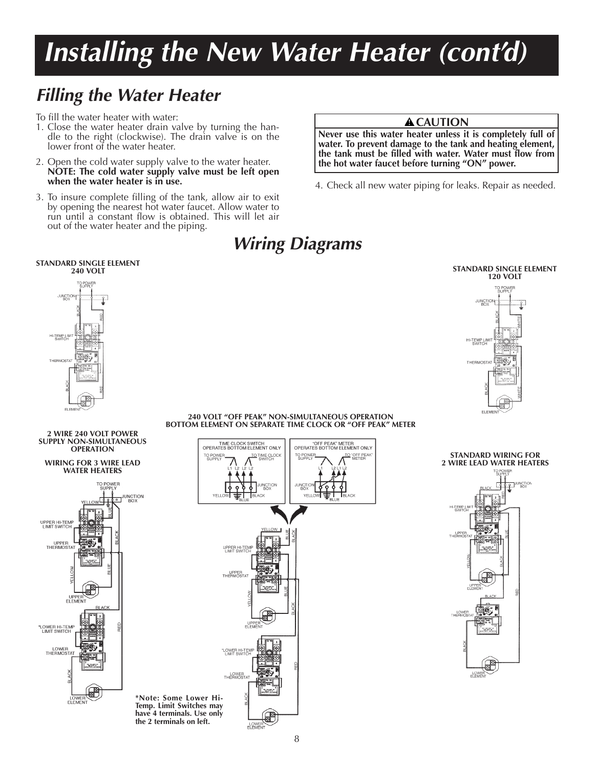# Installing the New Water Heater (cont'd)

## Filling the Water Heater

To fill the water heater with water:

1. Close the water heater drain valve by turning the handle to the right (clockwise). The drain valve is on the lower front of the water heater.
2. Open the cold water supply valve to the water heater. **NOTE: The cold water supply valve must be left open when the water heater is in use.**
3. To insure complete filling of the tank, allow air to exit by opening the nearest hot water faucet. Allow water to run until a constant flow is obtained. This will let air out of the water heater and the piping.

> **⚠ CAUTION**
>
> **Never use this water heater unless it is completely full of water. To prevent damage to the tank and heating element, the tank must be filled with water. Water must flow from the hot water faucet before turning "ON" power.**

4. Check all new water piping for leaks. Repair as needed.

## Wiring Diagrams

**STANDARD SINGLE ELEMENT 240 VOLT**

**STANDARD SINGLE ELEMENT 120 VOLT**

**240 VOLT "OFF PEAK" NON-SIMULTANEOUS OPERATION BOTTOM ELEMENT ON SEPARATE TIME CLOCK OR "OFF PEAK" METER**

**2 WIRE 240 VOLT POWER SUPPLY NON-SIMULTANEOUS OPERATION**

**WIRING FOR 3 WIRE LEAD WATER HEATERS**

**STANDARD WIRING FOR 2 WIRE LEAD WATER HEATERS**

**\*Note: Some Lower Hi-Temp. Limit Switches may have 4 terminals. Use only the 2 terminals on left.**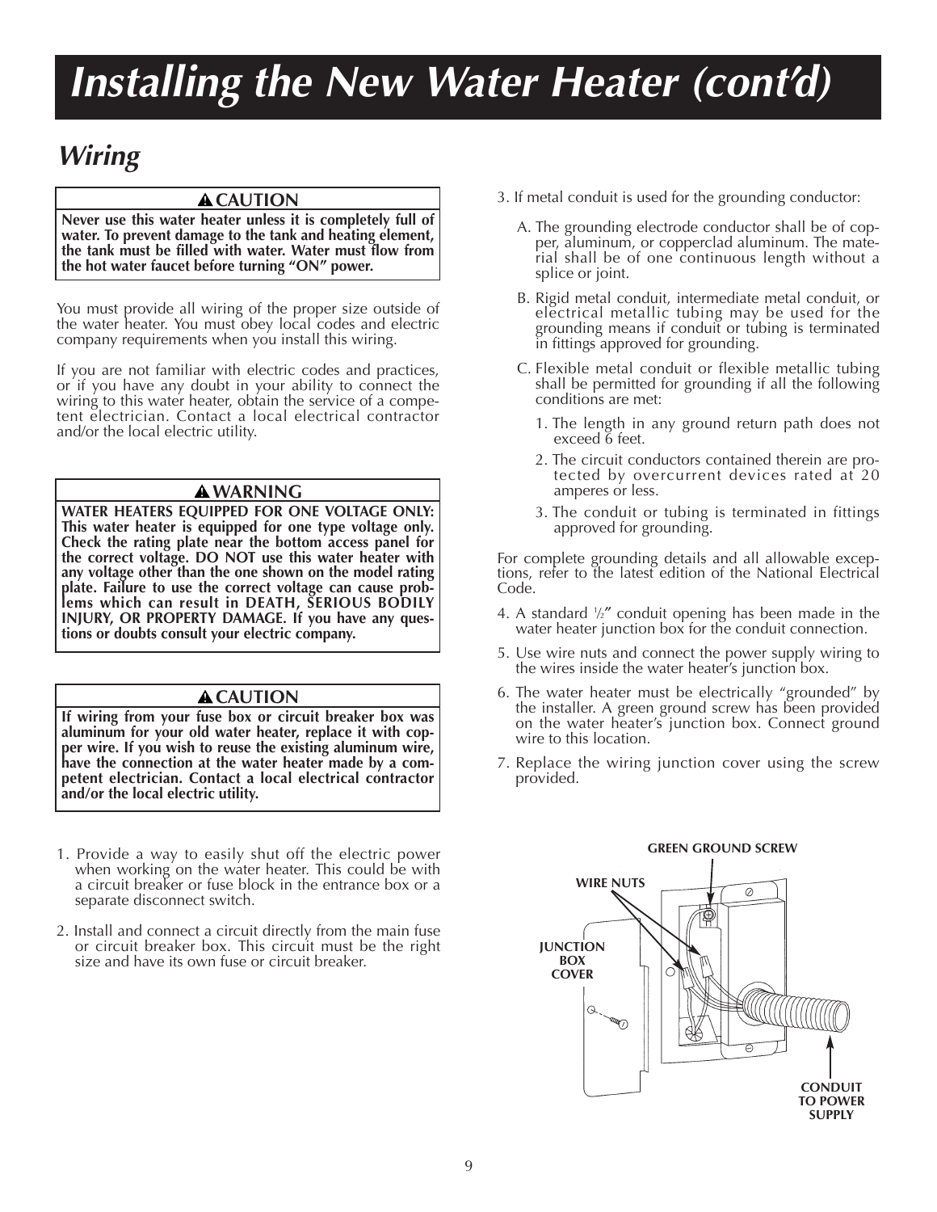# Installing the New Water Heater (cont'd)

## Wiring

**⚠CAUTION**

**Never use this water heater unless it is completely full of water. To prevent damage to the tank and heating element, the tank must be filled with water. Water must flow from the hot water faucet before turning "ON" power.**

You must provide all wiring of the proper size outside of the water heater. You must obey local codes and electric company requirements when you install this wiring.

If you are not familiar with electric codes and practices, or if you have any doubt in your ability to connect the wiring to this water heater, obtain the service of a competent electrician. Contact a local electrical contractor and/or the local electric utility.

**⚠WARNING**

**WATER HEATERS EQUIPPED FOR ONE VOLTAGE ONLY: This water heater is equipped for one type voltage only. Check the rating plate near the bottom access panel for the correct voltage. DO NOT use this water heater with any voltage other than the one shown on the model rating plate. Failure to use the correct voltage can cause problems which can result in DEATH, SERIOUS BODILY INJURY, OR PROPERTY DAMAGE. If you have any questions or doubts consult your electric company.**

**⚠CAUTION**

**If wiring from your fuse box or circuit breaker box was aluminum for your old water heater, replace it with copper wire. If you wish to reuse the existing aluminum wire, have the connection at the water heater made by a competent electrician. Contact a local electrical contractor and/or the local electric utility.**

1. Provide a way to easily shut off the electric power when working on the water heater. This could be with a circuit breaker or fuse block in the entrance box or a separate disconnect switch.
2. Install and connect a circuit directly from the main fuse or circuit breaker box. This circuit must be the right size and have its own fuse or circuit breaker.
3. If metal conduit is used for the grounding conductor:
   - A. The grounding electrode conductor shall be of copper, aluminum, or copperclad aluminum. The material shall be of one continuous length without a splice or joint.
   - B. Rigid metal conduit, intermediate metal conduit, or electrical metallic tubing may be used for the grounding means if conduit or tubing is terminated in fittings approved for grounding.
   - C. Flexible metal conduit or flexible metallic tubing shall be permitted for grounding if all the following conditions are met:
     1. The length in any ground return path does not exceed 6 feet.
     2. The circuit conductors contained therein are protected by overcurrent devices rated at 20 amperes or less.
     3. The conduit or tubing is terminated in fittings approved for grounding.

For complete grounding details and all allowable exceptions, refer to the latest edition of the National Electrical Code.

4. A standard ½" conduit opening has been made in the water heater junction box for the conduit connection.
5. Use wire nuts and connect the power supply wiring to the wires inside the water heater's junction box.
6. The water heater must be electrically "grounded" by the installer. A green ground screw has been provided on the water heater's junction box. Connect ground wire to this location.
7. Replace the wiring junction cover using the screw provided.

GREEN GROUND SCREW

WIRE NUTS

JUNCTION BOX COVER

CONDUIT TO POWER SUPPLY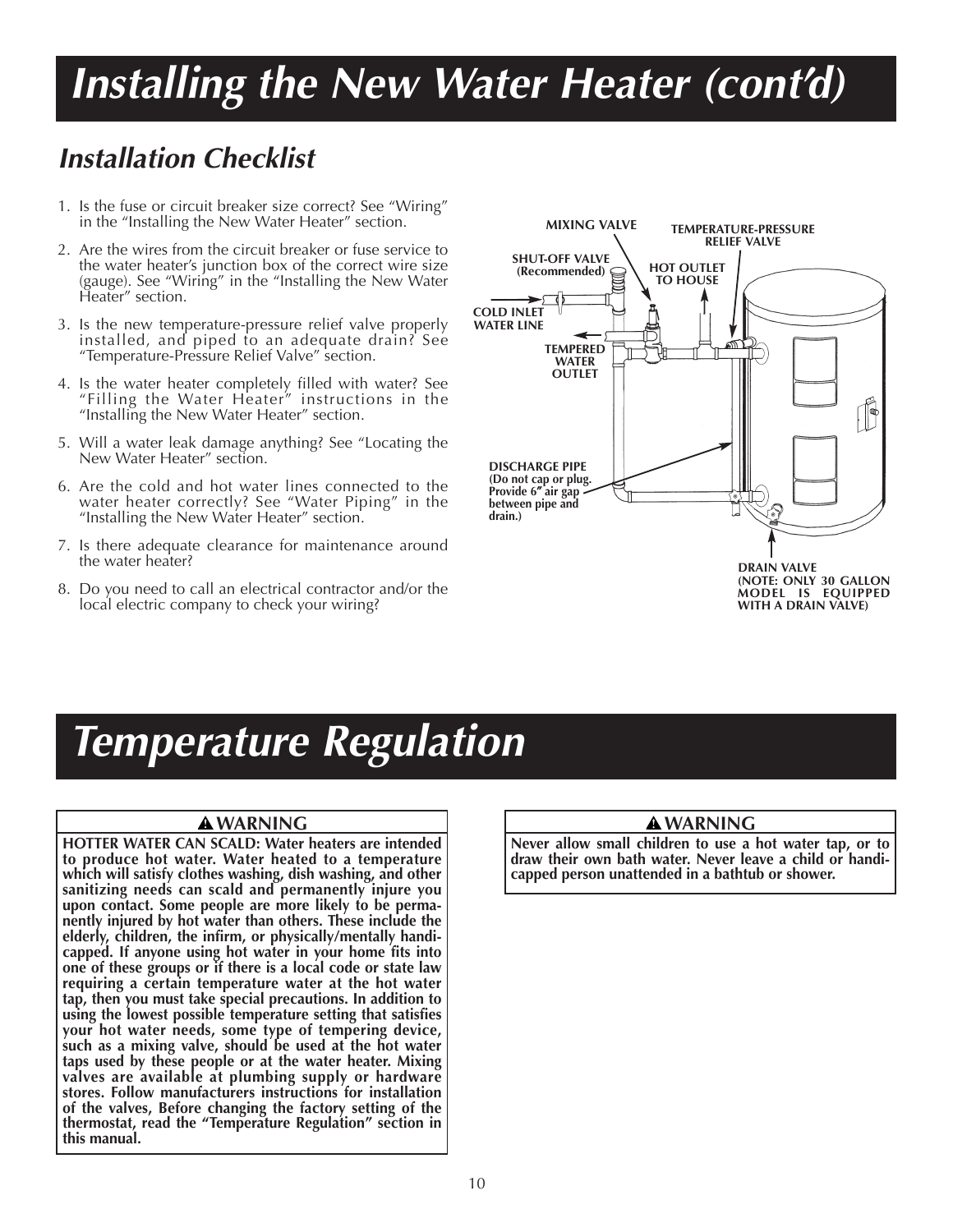# Installing the New Water Heater (cont'd)

## Installation Checklist

1. Is the fuse or circuit breaker size correct? See "Wiring" in the "Installing the New Water Heater" section.
2. Are the wires from the circuit breaker or fuse service to the water heater's junction box of the correct wire size (gauge). See "Wiring" in the "Installing the New Water Heater" section.
3. Is the new temperature-pressure relief valve properly installed, and piped to an adequate drain? See "Temperature-Pressure Relief Valve" section.
4. Is the water heater completely filled with water? See "Filling the Water Heater" instructions in the "Installing the New Water Heater" section.
5. Will a water leak damage anything? See "Locating the New Water Heater" section.
6. Are the cold and hot water lines connected to the water heater correctly? See "Water Piping" in the "Installing the New Water Heater" section.
7. Is there adequate clearance for maintenance around the water heater?
8. Do you need to call an electrical contractor and/or the local electric company to check your wiring?

MIXING VALVE

TEMPERATURE-PRESSURE RELIEF VALVE

SHUT-OFF VALVE (Recommended)

HOT OUTLET TO HOUSE

COLD INLET WATER LINE

TEMPERED WATER OUTLET

DISCHARGE PIPE (Do not cap or plug. Provide 6" air gap between pipe and drain.)

DRAIN VALVE (NOTE: ONLY 30 GALLON MODEL IS EQUIPPED WITH A DRAIN VALVE)

# Temperature Regulation

**⚠ WARNING**

**HOTTER WATER CAN SCALD: Water heaters are intended to produce hot water. Water heated to a temperature which will satisfy clothes washing, dish washing, and other sanitizing needs can scald and permanently injure you upon contact. Some people are more likely to be permanently injured by hot water than others. These include the elderly, children, the infirm, or physically/mentally handicapped. If anyone using hot water in your home fits into one of these groups or if there is a local code or state law requiring a certain temperature water at the hot water tap, then you must take special precautions. In addition to using the lowest possible temperature setting that satisfies your hot water needs, some type of tempering device, such as a mixing valve, should be used at the hot water taps used by these people or at the water heater. Mixing valves are available at plumbing supply or hardware stores. Follow manufacturers instructions for installation of the valves, Before changing the factory setting of the thermostat, read the "Temperature Regulation" section in this manual.**

**⚠ WARNING**

**Never allow small children to use a hot water tap, or to draw their own bath water. Never leave a child or handicapped person unattended in a bathtub or shower.**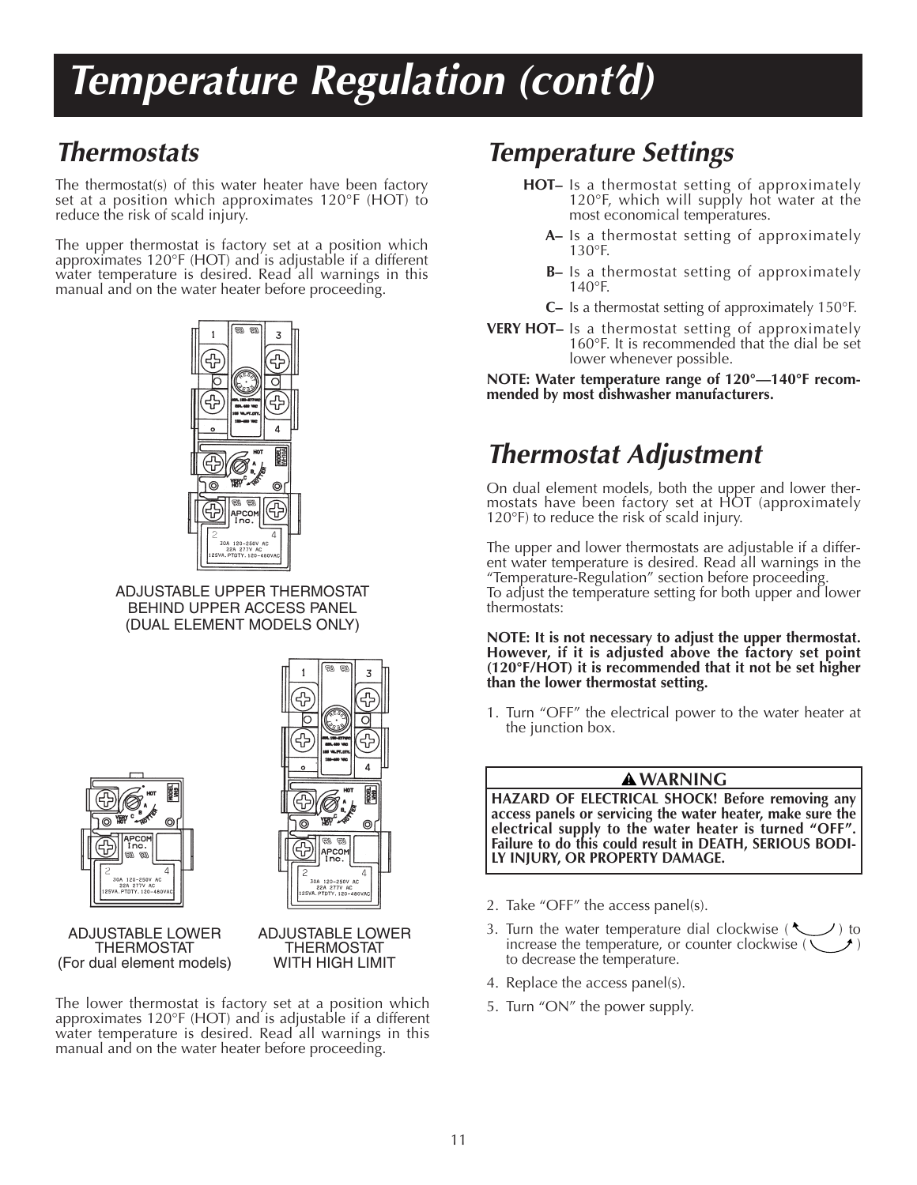# Temperature Regulation (cont'd)

## Thermostats

The thermostat(s) of this water heater have been factory set at a position which approximates 120°F (HOT) to reduce the risk of scald injury.

The upper thermostat is factory set at a position which approximates 120°F (HOT) and is adjustable if a different water temperature is desired. Read all warnings in this manual and on the water heater before proceeding.

ADJUSTABLE UPPER THERMOSTAT BEHIND UPPER ACCESS PANEL (DUAL ELEMENT MODELS ONLY)

ADJUSTABLE LOWER THERMOSTAT (For dual element models)

ADJUSTABLE LOWER THERMOSTAT WITH HIGH LIMIT

The lower thermostat is factory set at a position which approximates 120°F (HOT) and is adjustable if a different water temperature is desired. Read all warnings in this manual and on the water heater before proceeding.

## Temperature Settings

**HOT–** Is a thermostat setting of approximately 120°F, which will supply hot water at the most economical temperatures.

**A–** Is a thermostat setting of approximately 130°F.

**B–** Is a thermostat setting of approximately 140°F.

**C–** Is a thermostat setting of approximately 150°F.

**VERY HOT–** Is a thermostat setting of approximately 160°F. It is recommended that the dial be set lower whenever possible.

**NOTE: Water temperature range of 120°—140°F recommended by most dishwasher manufacturers.**

## Thermostat Adjustment

On dual element models, both the upper and lower thermostats have been factory set at HOT (approximately 120°F) to reduce the risk of scald injury.

The upper and lower thermostats are adjustable if a different water temperature is desired. Read all warnings in the "Temperature-Regulation" section before proceeding.
To adjust the temperature setting for both upper and lower thermostats:

**NOTE: It is not necessary to adjust the upper thermostat. However, if it is adjusted above the factory set point (120°F/HOT) it is recommended that it not be set higher than the lower thermostat setting.**

1. Turn "OFF" the electrical power to the water heater at the junction box.

> **⚠ WARNING**
>
> **HAZARD OF ELECTRICAL SHOCK! Before removing any access panels or servicing the water heater, make sure the electrical supply to the water heater is turned "OFF". Failure to do this could result in DEATH, SERIOUS BODILY INJURY, OR PROPERTY DAMAGE.**

2. Take "OFF" the access panel(s).
3. Turn the water temperature dial clockwise ( ↶ ) to increase the temperature, or counter clockwise ( ↷ ) to decrease the temperature.
4. Replace the access panel(s).
5. Turn "ON" the power supply.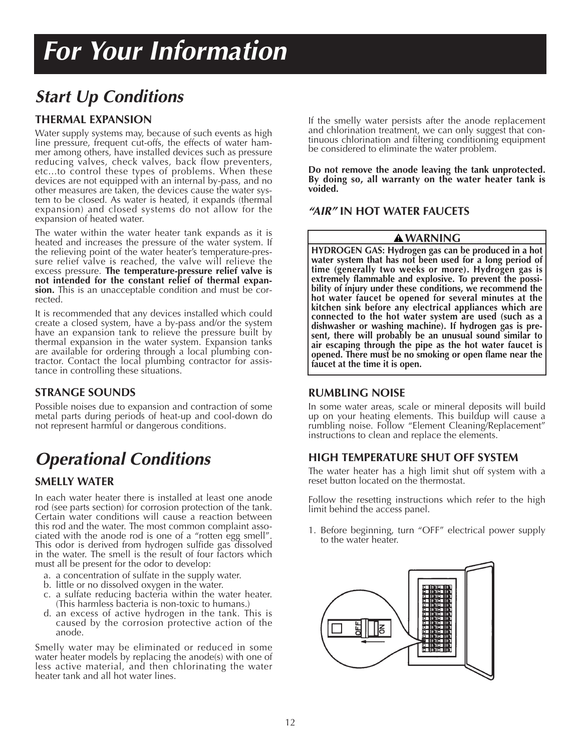# For Your Information

## Start Up Conditions

### THERMAL EXPANSION

Water supply systems may, because of such events as high line pressure, frequent cut-offs, the effects of water hammer among others, have installed devices such as pressure reducing valves, check valves, back flow preventers, etc...to control these types of problems. When these devices are not equipped with an internal by-pass, and no other measures are taken, the devices cause the water system to be closed. As water is heated, it expands (thermal expansion) and closed systems do not allow for the expansion of heated water.

The water within the water heater tank expands as it is heated and increases the pressure of the water system. If the relieving point of the water heater's temperature-pressure relief valve is reached, the valve will relieve the excess pressure. **The temperature-pressure relief valve is not intended for the constant relief of thermal expansion.** This is an unacceptable condition and must be corrected.

It is recommended that any devices installed which could create a closed system, have a by-pass and/or the system have an expansion tank to relieve the pressure built by thermal expansion in the water system. Expansion tanks are available for ordering through a local plumbing contractor. Contact the local plumbing contractor for assistance in controlling these situations.

### STRANGE SOUNDS

Possible noises due to expansion and contraction of some metal parts during periods of heat-up and cool-down do not represent harmful or dangerous conditions.

## Operational Conditions

### SMELLY WATER

In each water heater there is installed at least one anode rod (see parts section) for corrosion protection of the tank. Certain water conditions will cause a reaction between this rod and the water. The most common complaint associated with the anode rod is one of a "rotten egg smell". This odor is derived from hydrogen sulfide gas dissolved in the water. The smell is the result of four factors which must all be present for the odor to develop:

a. a concentration of sulfate in the supply water.
b. little or no dissolved oxygen in the water.
c. a sulfate reducing bacteria within the water heater. (This harmless bacteria is non-toxic to humans.)
d. an excess of active hydrogen in the tank. This is caused by the corrosion protective action of the anode.

Smelly water may be eliminated or reduced in some water heater models by replacing the anode(s) with one of less active material, and then chlorinating the water heater tank and all hot water lines.

If the smelly water persists after the anode replacement and chlorination treatment, we can only suggest that continuous chlorination and filtering conditioning equipment be considered to eliminate the water problem.

**Do not remove the anode leaving the tank unprotected. By doing so, all warranty on the water heater tank is voided.**

### *"AIR"* IN HOT WATER FAUCETS

**⚠ WARNING**

**HYDROGEN GAS: Hydrogen gas can be produced in a hot water system that has not been used for a long period of time (generally two weeks or more). Hydrogen gas is extremely flammable and explosive. To prevent the possibility of injury under these conditions, we recommend the hot water faucet be opened for several minutes at the kitchen sink before any electrical appliances which are connected to the hot water system are used (such as a dishwasher or washing machine). If hydrogen gas is present, there will probably be an unusual sound similar to air escaping through the pipe as the hot water faucet is opened. There must be no smoking or open flame near the faucet at the time it is open.**

### RUMBLING NOISE

In some water areas, scale or mineral deposits will build up on your heating elements. This buildup will cause a rumbling noise. Follow "Element Cleaning/Replacement" instructions to clean and replace the elements.

### HIGH TEMPERATURE SHUT OFF SYSTEM

The water heater has a high limit shut off system with a reset button located on the thermostat.

Follow the resetting instructions which refer to the high limit behind the access panel.

1. Before beginning, turn "OFF" electrical power supply to the water heater.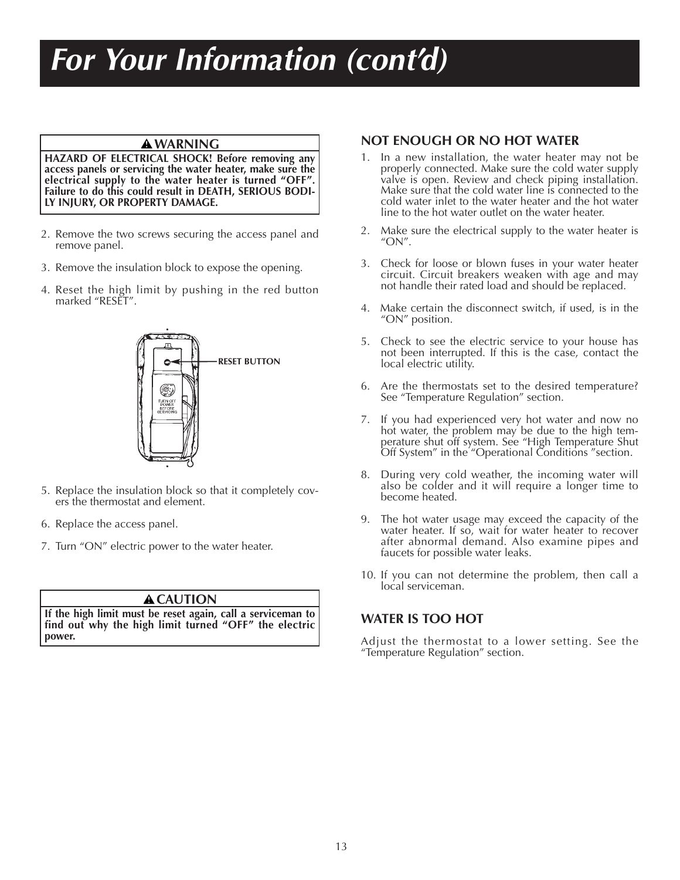# For Your Information (cont'd)

**⚠ WARNING**

**HAZARD OF ELECTRICAL SHOCK! Before removing any access panels or servicing the water heater, make sure the electrical supply to the water heater is turned "OFF". Failure to do this could result in DEATH, SERIOUS BODILY INJURY, OR PROPERTY DAMAGE.**

2. Remove the two screws securing the access panel and remove panel.
3. Remove the insulation block to expose the opening.
4. Reset the high limit by pushing in the red button marked "RESET".

RESET BUTTON

5. Replace the insulation block so that it completely covers the thermostat and element.
6. Replace the access panel.
7. Turn "ON" electric power to the water heater.

**⚠ CAUTION**

**If the high limit must be reset again, call a serviceman to find out why the high limit turned "OFF" the electric power.**

## NOT ENOUGH OR NO HOT WATER

1. In a new installation, the water heater may not be properly connected. Make sure the cold water supply valve is open. Review and check piping installation. Make sure that the cold water line is connected to the cold water inlet to the water heater and the hot water line to the hot water outlet on the water heater.
2. Make sure the electrical supply to the water heater is "ON".
3. Check for loose or blown fuses in your water heater circuit. Circuit breakers weaken with age and may not handle their rated load and should be replaced.
4. Make certain the disconnect switch, if used, is in the "ON" position.
5. Check to see the electric service to your house has not been interrupted. If this is the case, contact the local electric utility.
6. Are the thermostats set to the desired temperature? See "Temperature Regulation" section.
7. If you had experienced very hot water and now no hot water, the problem may be due to the high temperature shut off system. See "High Temperature Shut Off System" in the "Operational Conditions "section.
8. During very cold weather, the incoming water will also be colder and it will require a longer time to become heated.
9. The hot water usage may exceed the capacity of the water heater. If so, wait for water heater to recover after abnormal demand. Also examine pipes and faucets for possible water leaks.
10. If you can not determine the problem, then call a local serviceman.

## WATER IS TOO HOT

Adjust the thermostat to a lower setting. See the "Temperature Regulation" section.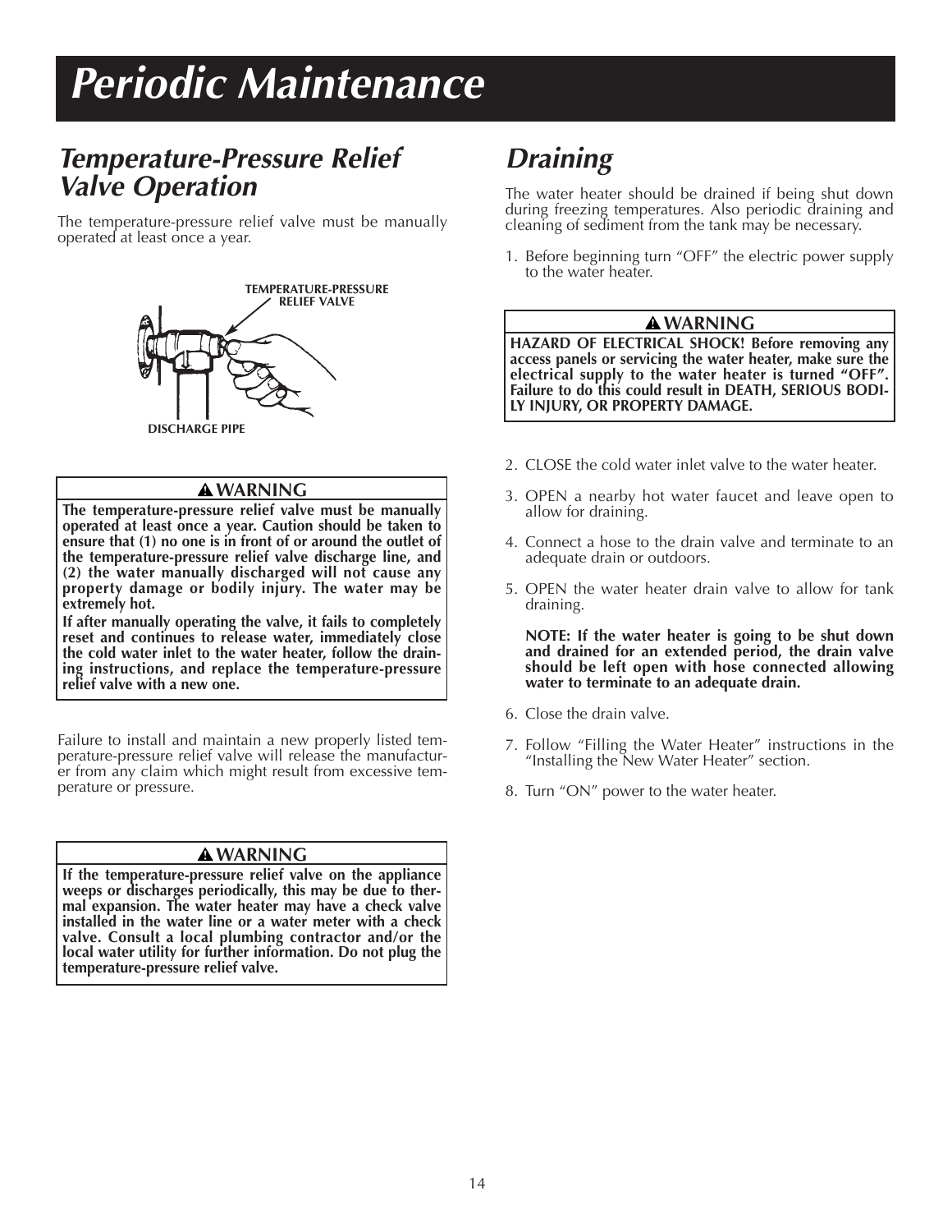# Periodic Maintenance

## Temperature-Pressure Relief Valve Operation

The temperature-pressure relief valve must be manually operated at least once a year.

TEMPERATURE-PRESSURE RELIEF VALVE

DISCHARGE PIPE

**⚠ WARNING**

**The temperature-pressure relief valve must be manually operated at least once a year. Caution should be taken to ensure that (1) no one is in front of or around the outlet of the temperature-pressure relief valve discharge line, and (2) the water manually discharged will not cause any property damage or bodily injury. The water may be extremely hot.**

**If after manually operating the valve, it fails to completely reset and continues to release water, immediately close the cold water inlet to the water heater, follow the draining instructions, and replace the temperature-pressure relief valve with a new one.**

Failure to install and maintain a new properly listed temperature-pressure relief valve will release the manufacturer from any claim which might result from excessive temperature or pressure.

**⚠ WARNING**

**If the temperature-pressure relief valve on the appliance weeps or discharges periodically, this may be due to thermal expansion. The water heater may have a check valve installed in the water line or a water meter with a check valve. Consult a local plumbing contractor and/or the local water utility for further information. Do not plug the temperature-pressure relief valve.**

## Draining

The water heater should be drained if being shut down during freezing temperatures. Also periodic draining and cleaning of sediment from the tank may be necessary.

1. Before beginning turn "OFF" the electric power supply to the water heater.

**⚠ WARNING**

**HAZARD OF ELECTRICAL SHOCK! Before removing any access panels or servicing the water heater, make sure the electrical supply to the water heater is turned "OFF". Failure to do this could result in DEATH, SERIOUS BODILY INJURY, OR PROPERTY DAMAGE.**

2. CLOSE the cold water inlet valve to the water heater.
3. OPEN a nearby hot water faucet and leave open to allow for draining.
4. Connect a hose to the drain valve and terminate to an adequate drain or outdoors.
5. OPEN the water heater drain valve to allow for tank draining.

   **NOTE: If the water heater is going to be shut down and drained for an extended period, the drain valve should be left open with hose connected allowing water to terminate to an adequate drain.**

6. Close the drain valve.
7. Follow "Filling the Water Heater" instructions in the "Installing the New Water Heater" section.
8. Turn "ON" power to the water heater.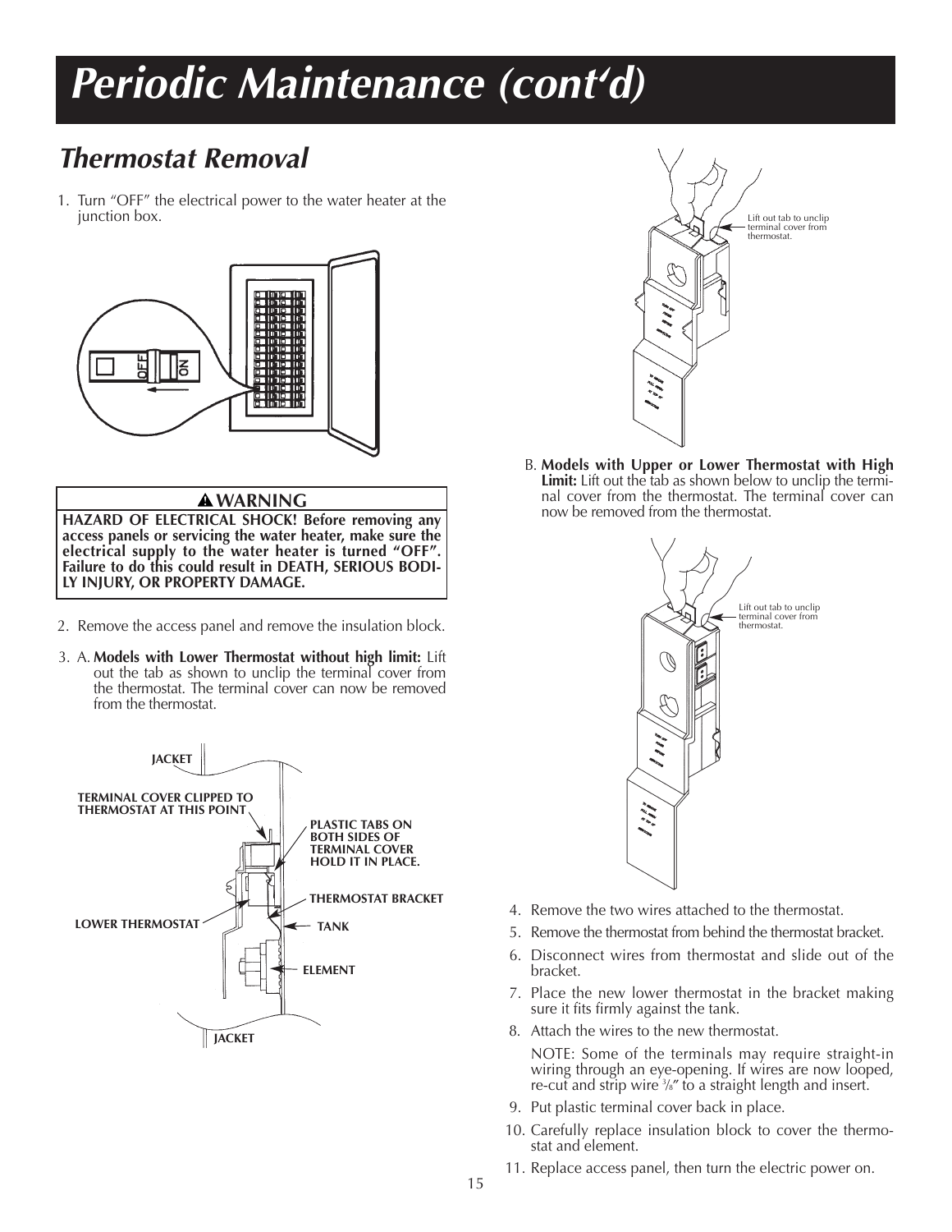# Periodic Maintenance (cont'd)

## Thermostat Removal

1. Turn "OFF" the electrical power to the water heater at the junction box.

**⚠ WARNING**

**HAZARD OF ELECTRICAL SHOCK! Before removing any access panels or servicing the water heater, make sure the electrical supply to the water heater is turned "OFF". Failure to do this could result in DEATH, SERIOUS BODILY INJURY, OR PROPERTY DAMAGE.**

2. Remove the access panel and remove the insulation block.

3. A. **Models with Lower Thermostat without high limit:** Lift out the tab as shown to unclip the terminal cover from the thermostat. The terminal cover can now be removed from the thermostat.

JACKET

TERMINAL COVER CLIPPED TO THERMOSTAT AT THIS POINT

PLASTIC TABS ON BOTH SIDES OF TERMINAL COVER HOLD IT IN PLACE.

THERMOSTAT BRACKET

LOWER THERMOSTAT

TANK

ELEMENT

JACKET

Lift out tab to unclip terminal cover from thermostat.

B. **Models with Upper or Lower Thermostat with High Limit:** Lift out the tab as shown below to unclip the terminal cover from the thermostat. The terminal cover can now be removed from the thermostat.

Lift out tab to unclip terminal cover from thermostat.

4. Remove the two wires attached to the thermostat.
5. Remove the thermostat from behind the thermostat bracket.
6. Disconnect wires from thermostat and slide out of the bracket.
7. Place the new lower thermostat in the bracket making sure it fits firmly against the tank.
8. Attach the wires to the new thermostat.

   NOTE: Some of the terminals may require straight-in wiring through an eye-opening. If wires are now looped, re-cut and strip wire 3/8" to a straight length and insert.

9. Put plastic terminal cover back in place.
10. Carefully replace insulation block to cover the thermostat and element.
11. Replace access panel, then turn the electric power on.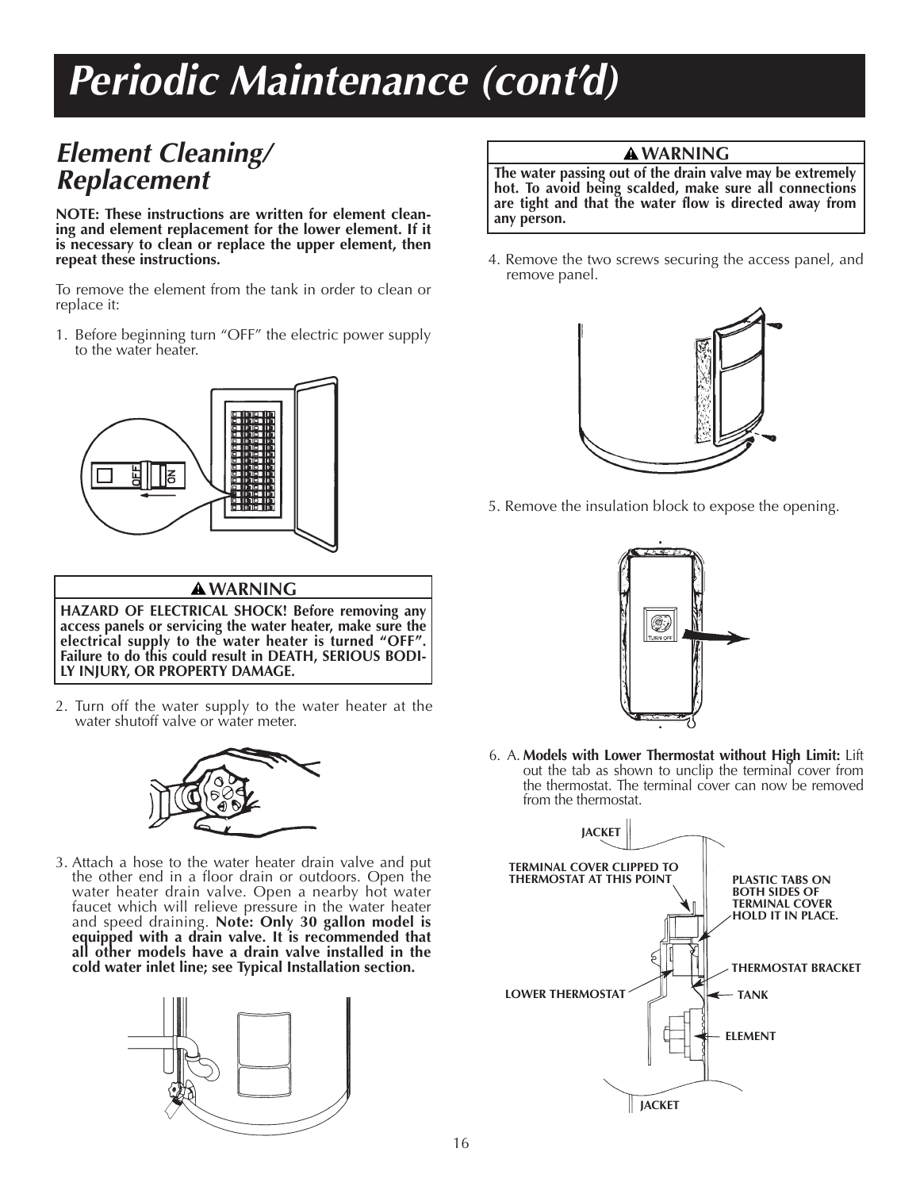# Periodic Maintenance (cont'd)

## Element Cleaning/ Replacement

**NOTE: These instructions are written for element cleaning and element replacement for the lower element. If it is necessary to clean or replace the upper element, then repeat these instructions.**

To remove the element from the tank in order to clean or replace it:

1. Before beginning turn "OFF" the electric power supply to the water heater.

**⚠ WARNING**

**HAZARD OF ELECTRICAL SHOCK! Before removing any access panels or servicing the water heater, make sure the electrical supply to the water heater is turned "OFF". Failure to do this could result in DEATH, SERIOUS BODILY INJURY, OR PROPERTY DAMAGE.**

2. Turn off the water supply to the water heater at the water shutoff valve or water meter.

3. Attach a hose to the water heater drain valve and put the other end in a floor drain or outdoors. Open the water heater drain valve. Open a nearby hot water faucet which will relieve pressure in the water heater and speed draining. **Note: Only 30 gallon model is equipped with a drain valve. It is recommended that all other models have a drain valve installed in the cold water inlet line; see Typical Installation section.**

**⚠ WARNING**

**The water passing out of the drain valve may be extremely hot. To avoid being scalded, make sure all connections are tight and that the water flow is directed away from any person.**

4. Remove the two screws securing the access panel, and remove panel.

5. Remove the insulation block to expose the opening.

6. A. **Models with Lower Thermostat without High Limit:** Lift out the tab as shown to unclip the terminal cover from the thermostat. The terminal cover can now be removed from the thermostat.

JACKET

TERMINAL COVER CLIPPED TO THERMOSTAT AT THIS POINT

PLASTIC TABS ON BOTH SIDES OF TERMINAL COVER HOLD IT IN PLACE.

THERMOSTAT BRACKET

LOWER THERMOSTAT

TANK

ELEMENT

JACKET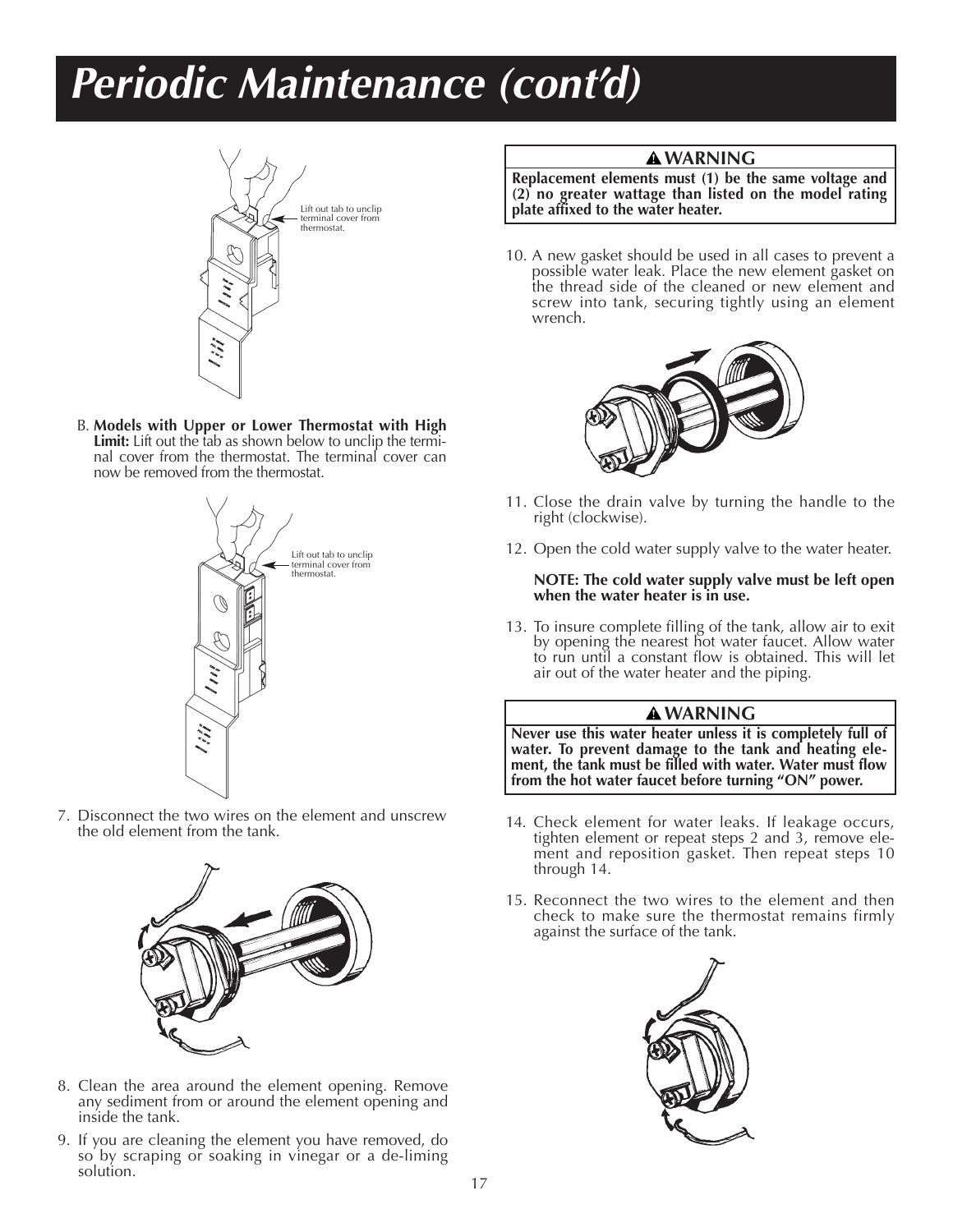# Periodic Maintenance (cont'd)

Lift out tab to unclip terminal cover from thermostat.

B. **Models with Upper or Lower Thermostat with High Limit:** Lift out the tab as shown below to unclip the terminal cover from the thermostat. The terminal cover can now be removed from the thermostat.

Lift out tab to unclip terminal cover from thermostat.

7. Disconnect the two wires on the element and unscrew the old element from the tank.

8. Clean the area around the element opening. Remove any sediment from or around the element opening and inside the tank.

9. If you are cleaning the element you have removed, do so by scraping or soaking in vinegar or a de-liming solution.

> **⚠ WARNING**
>
> **Replacement elements must (1) be the same voltage and (2) no greater wattage than listed on the model rating plate affixed to the water heater.**

10. A new gasket should be used in all cases to prevent a possible water leak. Place the new element gasket on the thread side of the cleaned or new element and screw into tank, securing tightly using an element wrench.

11. Close the drain valve by turning the handle to the right (clockwise).

12. Open the cold water supply valve to the water heater.

    **NOTE: The cold water supply valve must be left open when the water heater is in use.**

13. To insure complete filling of the tank, allow air to exit by opening the nearest hot water faucet. Allow water to run until a constant flow is obtained. This will let air out of the water heater and the piping.

> **⚠ WARNING**
>
> **Never use this water heater unless it is completely full of water. To prevent damage to the tank and heating element, the tank must be filled with water. Water must flow from the hot water faucet before turning "ON" power.**

14. Check element for water leaks. If leakage occurs, tighten element or repeat steps 2 and 3, remove element and reposition gasket. Then repeat steps 10 through 14.

15. Reconnect the two wires to the element and then check to make sure the thermostat remains firmly against the surface of the tank.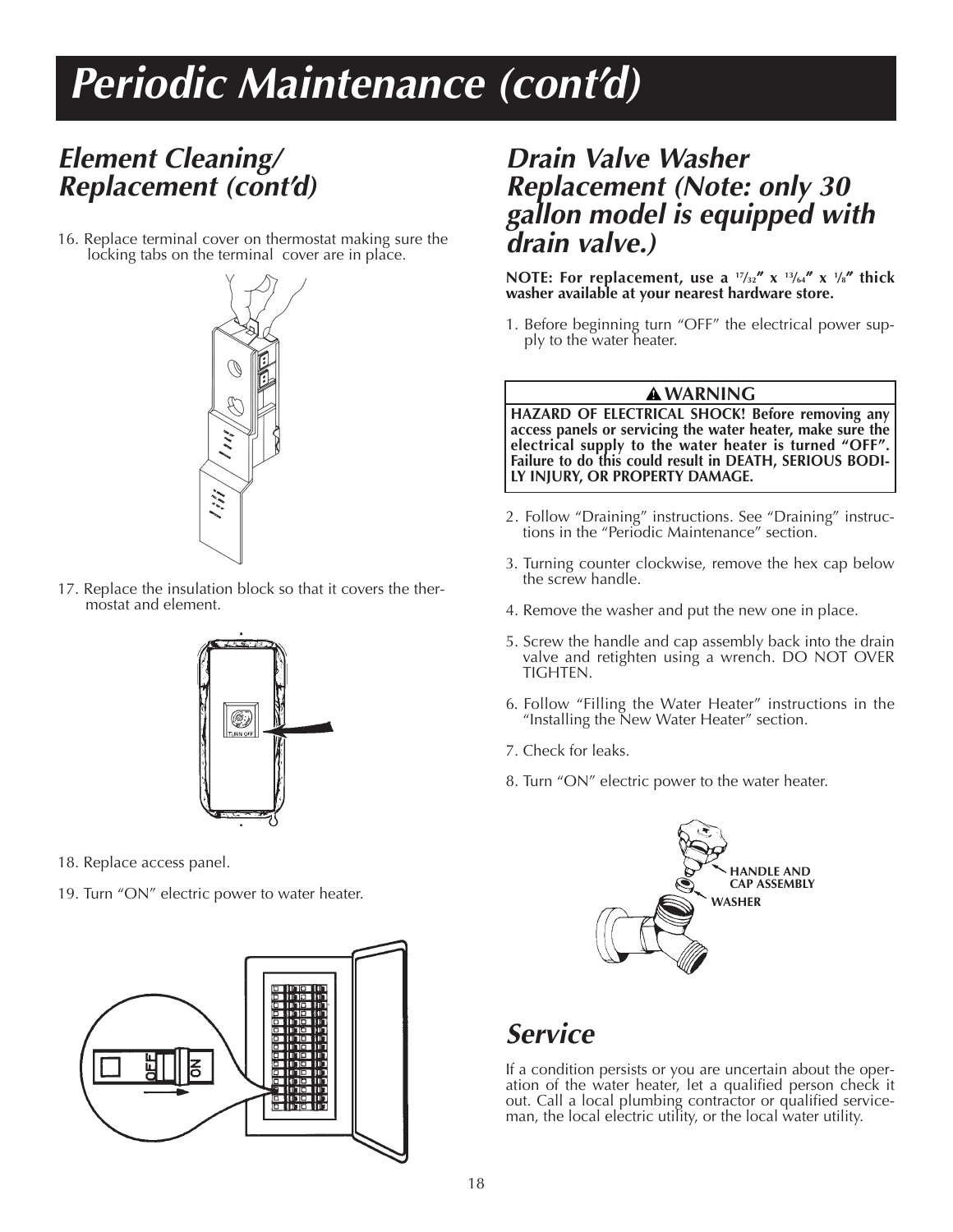# Periodic Maintenance (cont'd)

## Element Cleaning/ Replacement (cont'd)

16. Replace terminal cover on thermostat making sure the locking tabs on the terminal cover are in place.

17. Replace the insulation block so that it covers the thermostat and element.

18. Replace access panel.

19. Turn "ON" electric power to water heater.

## Drain Valve Washer Replacement (Note: only 30 gallon model is equipped with drain valve.)

**NOTE: For replacement, use a 17/32" x 13/64" x 1/8" thick washer available at your nearest hardware store.**

1. Before beginning turn "OFF" the electrical power supply to the water heater.

**⚠ WARNING**

**HAZARD OF ELECTRICAL SHOCK! Before removing any access panels or servicing the water heater, make sure the electrical supply to the water heater is turned "OFF". Failure to do this could result in DEATH, SERIOUS BODILY INJURY, OR PROPERTY DAMAGE.**

2. Follow "Draining" instructions. See "Draining" instructions in the "Periodic Maintenance" section.

3. Turning counter clockwise, remove the hex cap below the screw handle.

4. Remove the washer and put the new one in place.

5. Screw the handle and cap assembly back into the drain valve and retighten using a wrench. DO NOT OVER TIGHTEN.

6. Follow "Filling the Water Heater" instructions in the "Installing the New Water Heater" section.

7. Check for leaks.

8. Turn "ON" electric power to the water heater.

HANDLE AND CAP ASSEMBLY

WASHER

## Service

If a condition persists or you are uncertain about the operation of the water heater, let a qualified person check it out. Call a local plumbing contractor or qualified serviceman, the local electric utility, or the local water utility.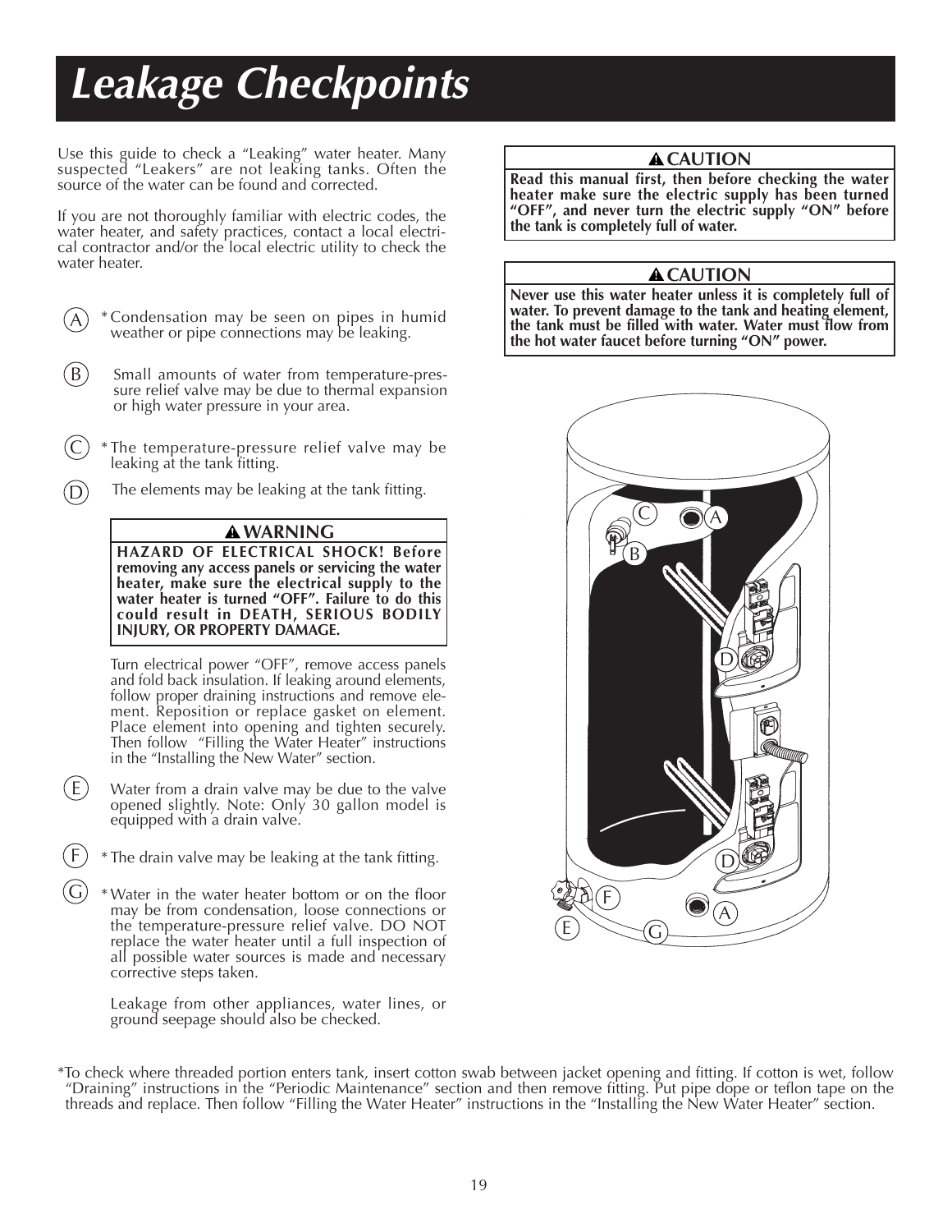# Leakage Checkpoints

Use this guide to check a "Leaking" water heater. Many suspected "Leakers" are not leaking tanks. Often the source of the water can be found and corrected.

If you are not thoroughly familiar with electric codes, the water heater, and safety practices, contact a local electrical contractor and/or the local electric utility to check the water heater.

**⚠ CAUTION**

**Read this manual first, then before checking the water heater make sure the electric supply has been turned "OFF", and never turn the electric supply "ON" before the tank is completely full of water.**

**⚠ CAUTION**

**Never use this water heater unless it is completely full of water. To prevent damage to the tank and heating element, the tank must be filled with water. Water must flow from the hot water faucet before turning "ON" power.**

Ⓐ *Condensation may be seen on pipes in humid weather or pipe connections may be leaking.

Ⓑ Small amounts of water from temperature-pressure relief valve may be due to thermal expansion or high water pressure in your area.

Ⓒ *The temperature-pressure relief valve may be leaking at the tank fitting.

Ⓓ The elements may be leaking at the tank fitting.

**⚠ WARNING**

**HAZARD OF ELECTRICAL SHOCK! Before removing any access panels or servicing the water heater, make sure the electrical supply to the water heater is turned "OFF". Failure to do this could result in DEATH, SERIOUS BODILY INJURY, OR PROPERTY DAMAGE.**

Turn electrical power "OFF", remove access panels and fold back insulation. If leaking around elements, follow proper draining instructions and remove element. Reposition or replace gasket on element. Place element into opening and tighten securely. Then follow "Filling the Water Heater" instructions in the "Installing the New Water" section.

Ⓔ Water from a drain valve may be due to the valve opened slightly. Note: Only 30 gallon model is equipped with a drain valve.

Ⓕ * The drain valve may be leaking at the tank fitting.

Ⓖ *Water in the water heater bottom or on the floor may be from condensation, loose connections or the temperature-pressure relief valve. DO NOT replace the water heater until a full inspection of all possible water sources is made and necessary corrective steps taken.

Leakage from other appliances, water lines, or ground seepage should also be checked.

*To check where threaded portion enters tank, insert cotton swab between jacket opening and fitting. If cotton is wet, follow "Draining" instructions in the "Periodic Maintenance" section and then remove fitting. Put pipe dope or teflon tape on the threads and replace. Then follow "Filling the Water Heater" instructions in the "Installing the New Water Heater" section.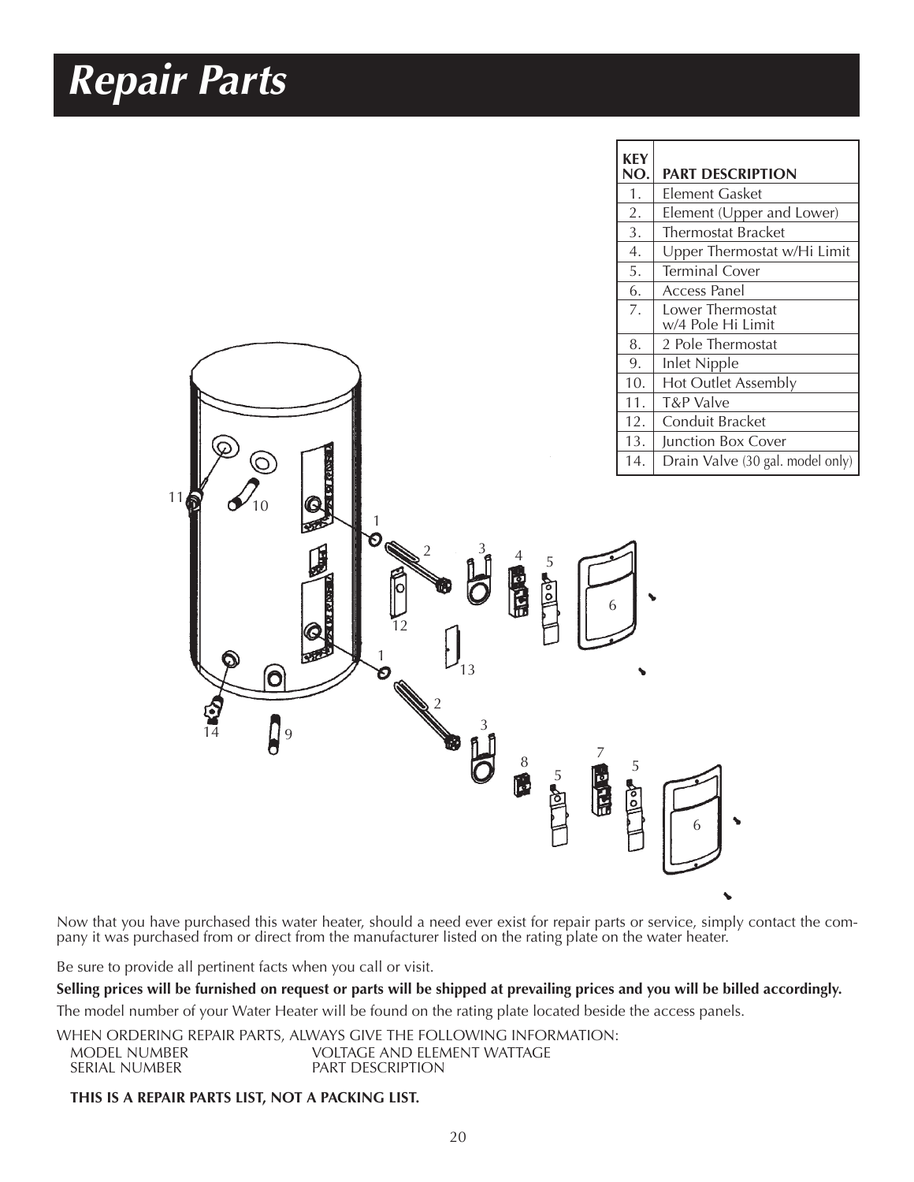# Repair Parts

| KEY NO. | PART DESCRIPTION |
|---|---|
| 1. | Element Gasket |
| 2. | Element (Upper and Lower) |
| 3. | Thermostat Bracket |
| 4. | Upper Thermostat w/Hi Limit |
| 5. | Terminal Cover |
| 6. | Access Panel |
| 7. | Lower Thermostat w/4 Pole Hi Limit |
| 8. | 2 Pole Thermostat |
| 9. | Inlet Nipple |
| 10. | Hot Outlet Assembly |
| 11. | T&P Valve |
| 12. | Conduit Bracket |
| 13. | Junction Box Cover |
| 14. | Drain Valve (30 gal. model only) |

11
10
1
2
3
4
5
6
12
1
13
2
3
14
9
8
7
5
5
6

Now that you have purchased this water heater, should a need ever exist for repair parts or service, simply contact the company it was purchased from or direct from the manufacturer listed on the rating plate on the water heater.

Be sure to provide all pertinent facts when you call or visit.

**Selling prices will be furnished on request or parts will be shipped at prevailing prices and you will be billed accordingly.**

The model number of your Water Heater will be found on the rating plate located beside the access panels.

WHEN ORDERING REPAIR PARTS, ALWAYS GIVE THE FOLLOWING INFORMATION:

| | |
|---|---|
| MODEL NUMBER | VOLTAGE AND ELEMENT WATTAGE |
| SERIAL NUMBER | PART DESCRIPTION |

**THIS IS A REPAIR PARTS LIST, NOT A PACKING LIST.**